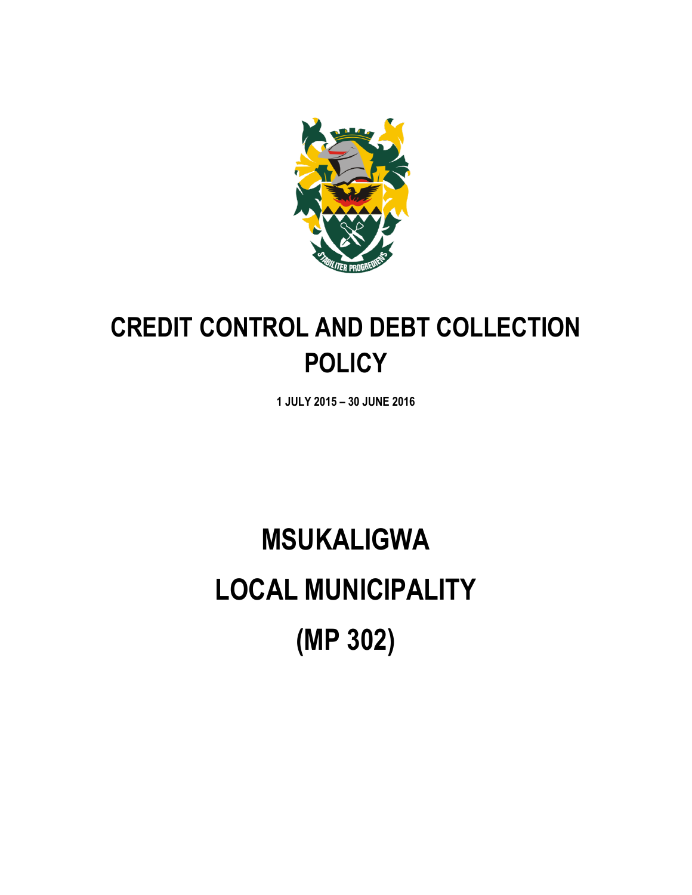# CREDIT CONTROL AND DEBT COLLECTION POLICY

**1 JULY 2015 – 30 JUNE 2016**

# MSUKALIGWA

# LOCAL MUNICIPALITY

# (MP 302)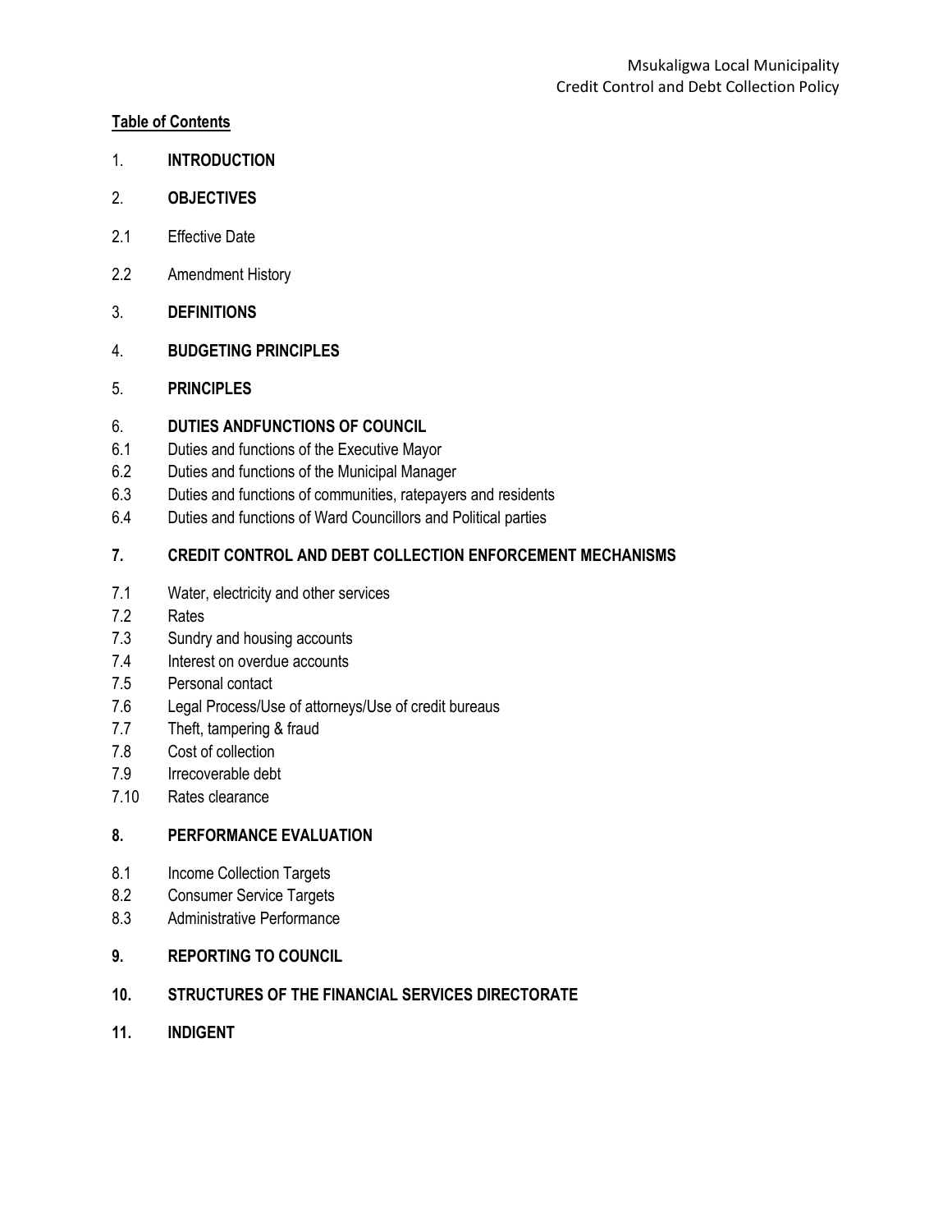**Table of Contents**

1. **INTRODUCTION**

2. **OBJECTIVES**

2.1 Effective Date

2.2 Amendment History

3. **DEFINITIONS**

4. **BUDGETING PRINCIPLES**

5. **PRINCIPLES**

6. **DUTIES ANDFUNCTIONS OF COUNCIL**

6.1 Duties and functions of the Executive Mayor
6.2 Duties and functions of the Municipal Manager
6.3 Duties and functions of communities, ratepayers and residents
6.4 Duties and functions of Ward Councillors and Political parties

**7. CREDIT CONTROL AND DEBT COLLECTION ENFORCEMENT MECHANISMS**

7.1 Water, electricity and other services
7.2 Rates
7.3 Sundry and housing accounts
7.4 Interest on overdue accounts
7.5 Personal contact
7.6 Legal Process/Use of attorneys/Use of credit bureaus
7.7 Theft, tampering & fraud
7.8 Cost of collection
7.9 Irrecoverable debt
7.10 Rates clearance

**8. PERFORMANCE EVALUATION**

8.1 Income Collection Targets
8.2 Consumer Service Targets
8.3 Administrative Performance

**9. REPORTING TO COUNCIL**

**10. STRUCTURES OF THE FINANCIAL SERVICES DIRECTORATE**

**11. INDIGENT**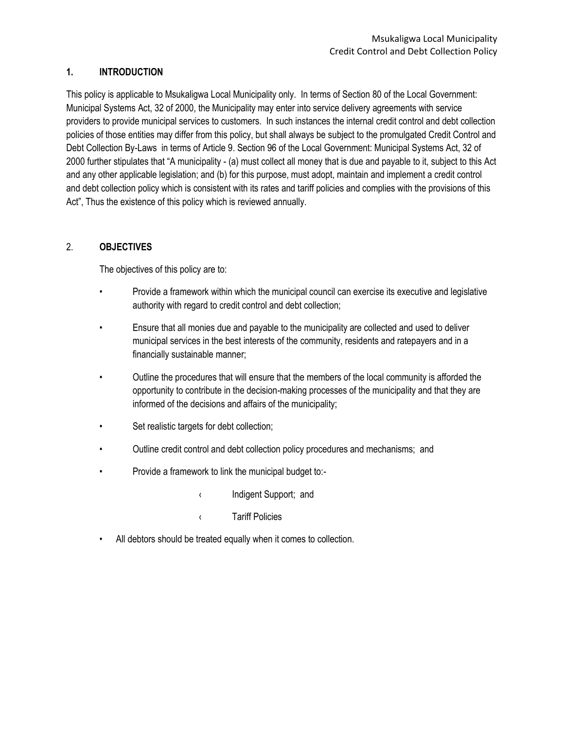## 1. INTRODUCTION

This policy is applicable to Msukaligwa Local Municipality only. In terms of Section 80 of the Local Government: Municipal Systems Act, 32 of 2000, the Municipality may enter into service delivery agreements with service providers to provide municipal services to customers. In such instances the internal credit control and debt collection policies of those entities may differ from this policy, but shall always be subject to the promulgated Credit Control and Debt Collection By-Laws in terms of Article 9. Section 96 of the Local Government: Municipal Systems Act, 32 of 2000 further stipulates that "A municipality - (a) must collect all money that is due and payable to it, subject to this Act and any other applicable legislation; and (b) for this purpose, must adopt, maintain and implement a credit control and debt collection policy which is consistent with its rates and tariff policies and complies with the provisions of this Act", Thus the existence of this policy which is reviewed annually.

## 2. OBJECTIVES

The objectives of this policy are to:

- Provide a framework within which the municipal council can exercise its executive and legislative authority with regard to credit control and debt collection;
- Ensure that all monies due and payable to the municipality are collected and used to deliver municipal services in the best interests of the community, residents and ratepayers and in a financially sustainable manner;
- Outline the procedures that will ensure that the members of the local community is afforded the opportunity to contribute in the decision-making processes of the municipality and that they are informed of the decisions and affairs of the municipality;
- Set realistic targets for debt collection;
- Outline credit control and debt collection policy procedures and mechanisms; and
- Provide a framework to link the municipal budget to:-
  - Indigent Support; and
  - Tariff Policies
- All debtors should be treated equally when it comes to collection.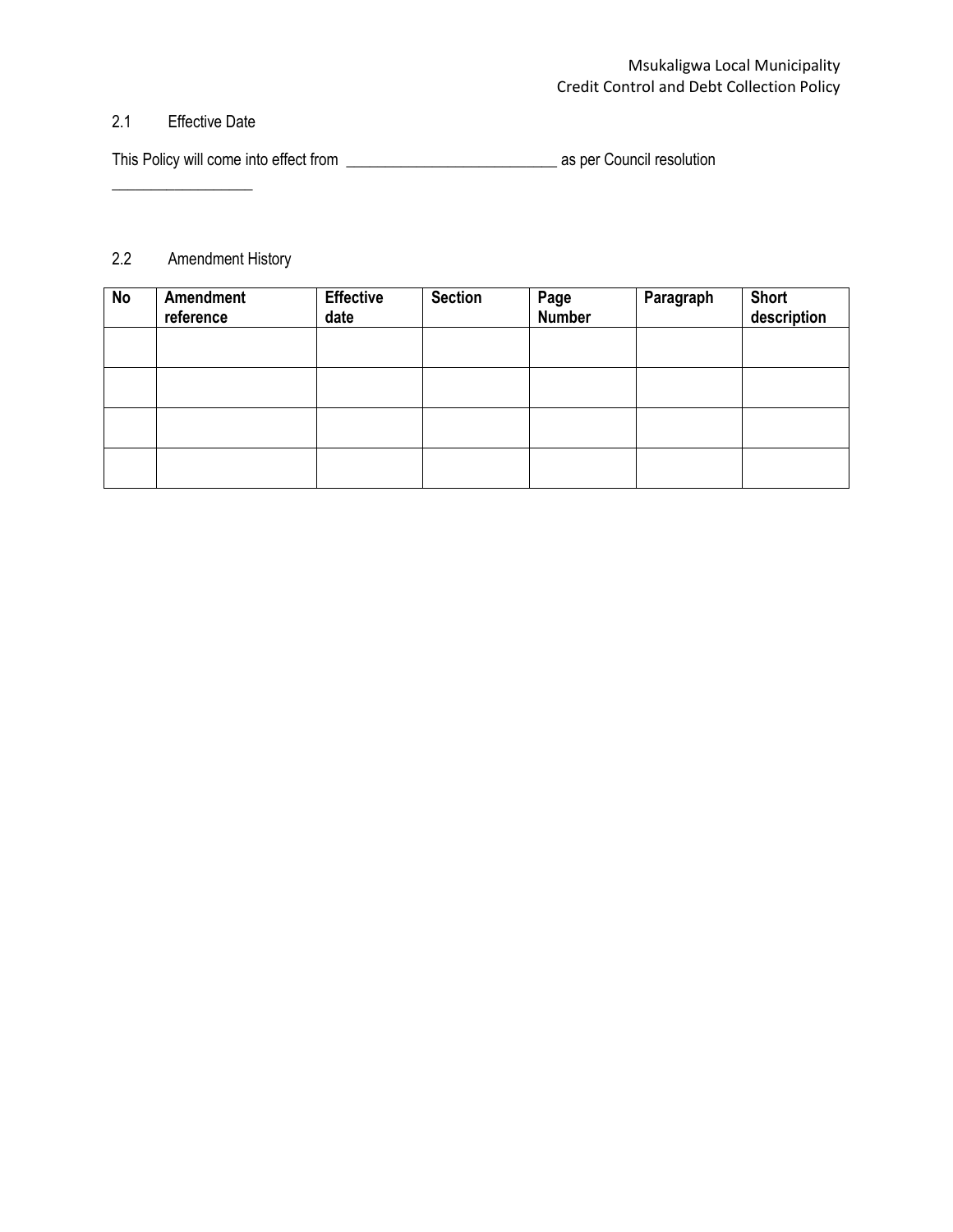## 2.1 Effective Date

This Policy will come into effect from ___________________________ as per Council resolution ___________________

## 2.2 Amendment History

| No | Amendment reference | Effective date | Section | Page Number | Paragraph | Short description |
|---|---|---|---|---|---|---|
| | | | | | | |
| | | | | | | |
| | | | | | | |
| | | | | | | |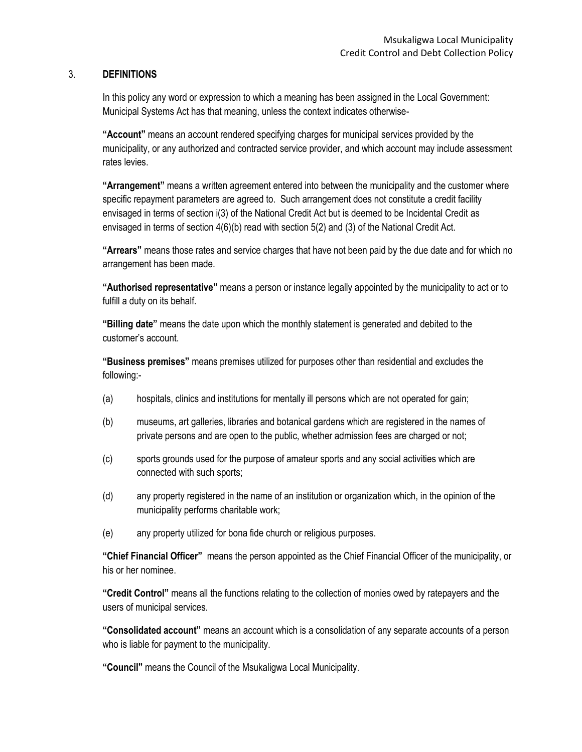## 3. DEFINITIONS

In this policy any word or expression to which a meaning has been assigned in the Local Government: Municipal Systems Act has that meaning, unless the context indicates otherwise-

**"Account"** means an account rendered specifying charges for municipal services provided by the municipality, or any authorized and contracted service provider, and which account may include assessment rates levies.

**"Arrangement"** means a written agreement entered into between the municipality and the customer where specific repayment parameters are agreed to. Such arrangement does not constitute a credit facility envisaged in terms of section i(3) of the National Credit Act but is deemed to be Incidental Credit as envisaged in terms of section 4(6)(b) read with section 5(2) and (3) of the National Credit Act.

**"Arrears"** means those rates and service charges that have not been paid by the due date and for which no arrangement has been made.

**"Authorised representative"** means a person or instance legally appointed by the municipality to act or to fulfill a duty on its behalf.

**"Billing date"** means the date upon which the monthly statement is generated and debited to the customer's account.

**"Business premises"** means premises utilized for purposes other than residential and excludes the following:-

(a) hospitals, clinics and institutions for mentally ill persons which are not operated for gain;

(b) museums, art galleries, libraries and botanical gardens which are registered in the names of private persons and are open to the public, whether admission fees are charged or not;

(c) sports grounds used for the purpose of amateur sports and any social activities which are connected with such sports;

(d) any property registered in the name of an institution or organization which, in the opinion of the municipality performs charitable work;

(e) any property utilized for bona fide church or religious purposes.

**"Chief Financial Officer"** means the person appointed as the Chief Financial Officer of the municipality, or his or her nominee.

**"Credit Control"** means all the functions relating to the collection of monies owed by ratepayers and the users of municipal services.

**"Consolidated account"** means an account which is a consolidation of any separate accounts of a person who is liable for payment to the municipality.

**"Council"** means the Council of the Msukaligwa Local Municipality.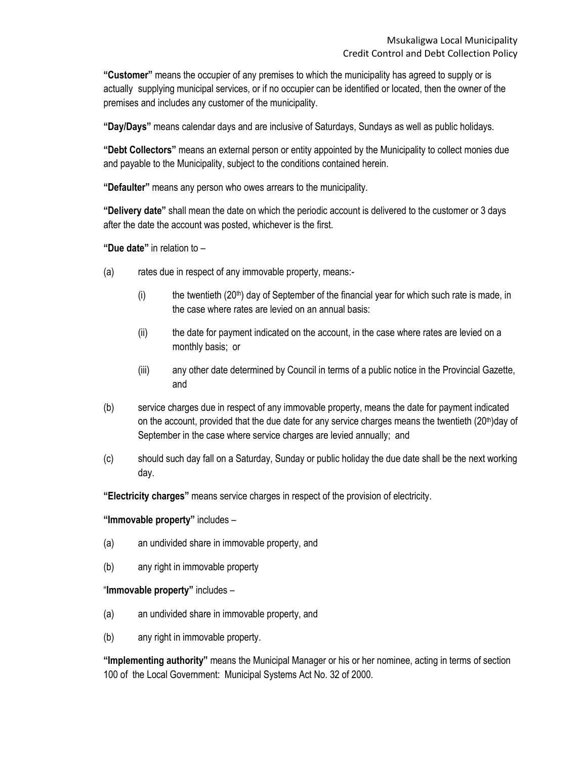**"Customer"** means the occupier of any premises to which the municipality has agreed to supply or is actually supplying municipal services, or if no occupier can be identified or located, then the owner of the premises and includes any customer of the municipality.

**"Day/Days"** means calendar days and are inclusive of Saturdays, Sundays as well as public holidays.

**"Debt Collectors"** means an external person or entity appointed by the Municipality to collect monies due and payable to the Municipality, subject to the conditions contained herein.

**"Defaulter"** means any person who owes arrears to the municipality.

**"Delivery date"** shall mean the date on which the periodic account is delivered to the customer or 3 days after the date the account was posted, whichever is the first.

**"Due date"** in relation to –

(a) rates due in respect of any immovable property, means:-

  (i) the twentieth (20th) day of September of the financial year for which such rate is made, in the case where rates are levied on an annual basis:

  (ii) the date for payment indicated on the account, in the case where rates are levied on a monthly basis; or

  (iii) any other date determined by Council in terms of a public notice in the Provincial Gazette, and

(b) service charges due in respect of any immovable property, means the date for payment indicated on the account, provided that the due date for any service charges means the twentieth (20th)day of September in the case where service charges are levied annually; and

(c) should such day fall on a Saturday, Sunday or public holiday the due date shall be the next working day.

**"Electricity charges"** means service charges in respect of the provision of electricity.

**"Immovable property"** includes –

(a) an undivided share in immovable property, and

(b) any right in immovable property

"**Immovable property"** includes –

(a) an undivided share in immovable property, and

(b) any right in immovable property.

**"Implementing authority"** means the Municipal Manager or his or her nominee, acting in terms of section 100 of the Local Government: Municipal Systems Act No. 32 of 2000.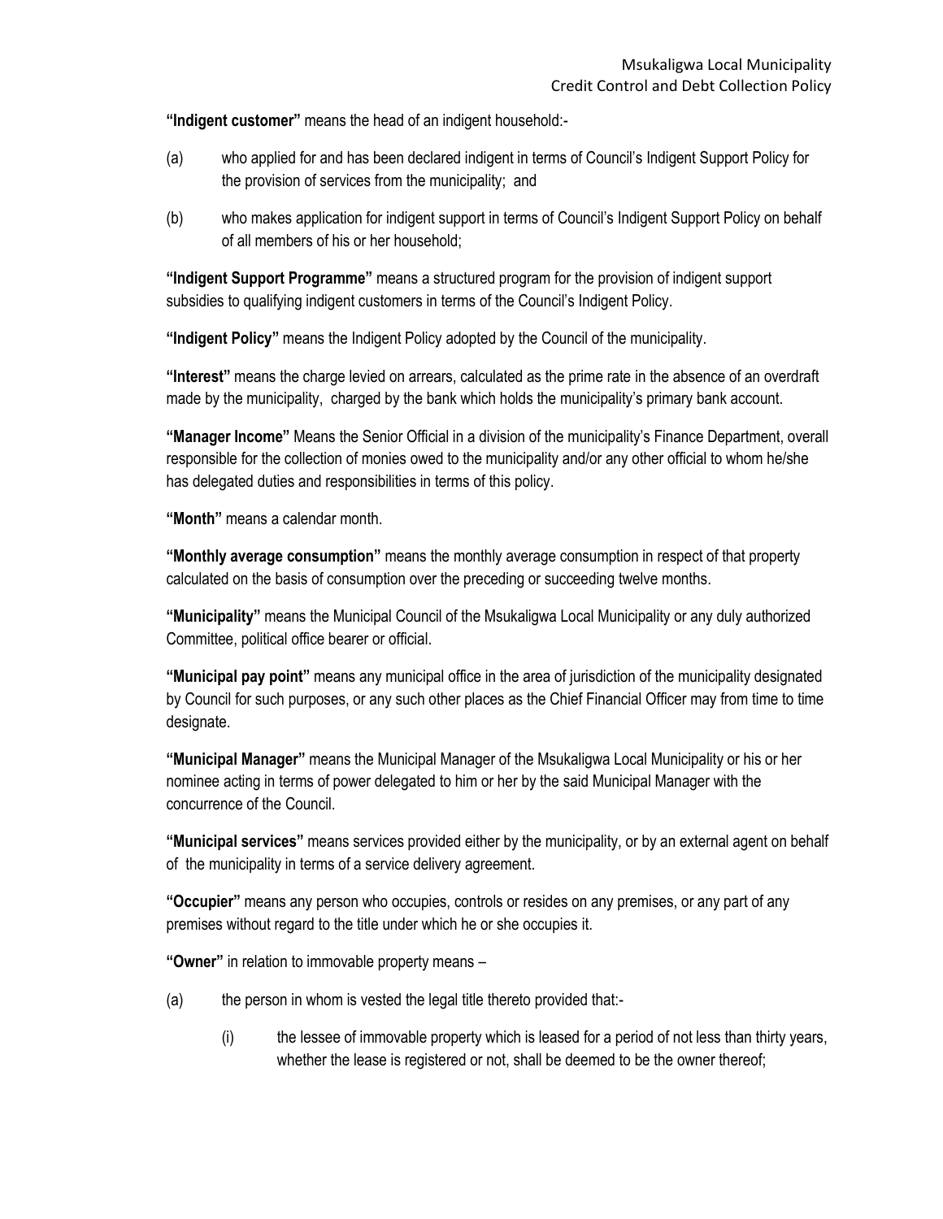**"Indigent customer"** means the head of an indigent household:-

(a) who applied for and has been declared indigent in terms of Council's Indigent Support Policy for the provision of services from the municipality; and

(b) who makes application for indigent support in terms of Council's Indigent Support Policy on behalf of all members of his or her household;

**"Indigent Support Programme"** means a structured program for the provision of indigent support subsidies to qualifying indigent customers in terms of the Council's Indigent Policy.

**"Indigent Policy"** means the Indigent Policy adopted by the Council of the municipality.

**"Interest"** means the charge levied on arrears, calculated as the prime rate in the absence of an overdraft made by the municipality, charged by the bank which holds the municipality's primary bank account.

**"Manager Income"** Means the Senior Official in a division of the municipality's Finance Department, overall responsible for the collection of monies owed to the municipality and/or any other official to whom he/she has delegated duties and responsibilities in terms of this policy.

**"Month"** means a calendar month.

**"Monthly average consumption"** means the monthly average consumption in respect of that property calculated on the basis of consumption over the preceding or succeeding twelve months.

**"Municipality"** means the Municipal Council of the Msukaligwa Local Municipality or any duly authorized Committee, political office bearer or official.

**"Municipal pay point"** means any municipal office in the area of jurisdiction of the municipality designated by Council for such purposes, or any such other places as the Chief Financial Officer may from time to time designate.

**"Municipal Manager"** means the Municipal Manager of the Msukaligwa Local Municipality or his or her nominee acting in terms of power delegated to him or her by the said Municipal Manager with the concurrence of the Council.

**"Municipal services"** means services provided either by the municipality, or by an external agent on behalf of the municipality in terms of a service delivery agreement.

**"Occupier"** means any person who occupies, controls or resides on any premises, or any part of any premises without regard to the title under which he or she occupies it.

**"Owner"** in relation to immovable property means –

(a) the person in whom is vested the legal title thereto provided that:-

(i) the lessee of immovable property which is leased for a period of not less than thirty years, whether the lease is registered or not, shall be deemed to be the owner thereof;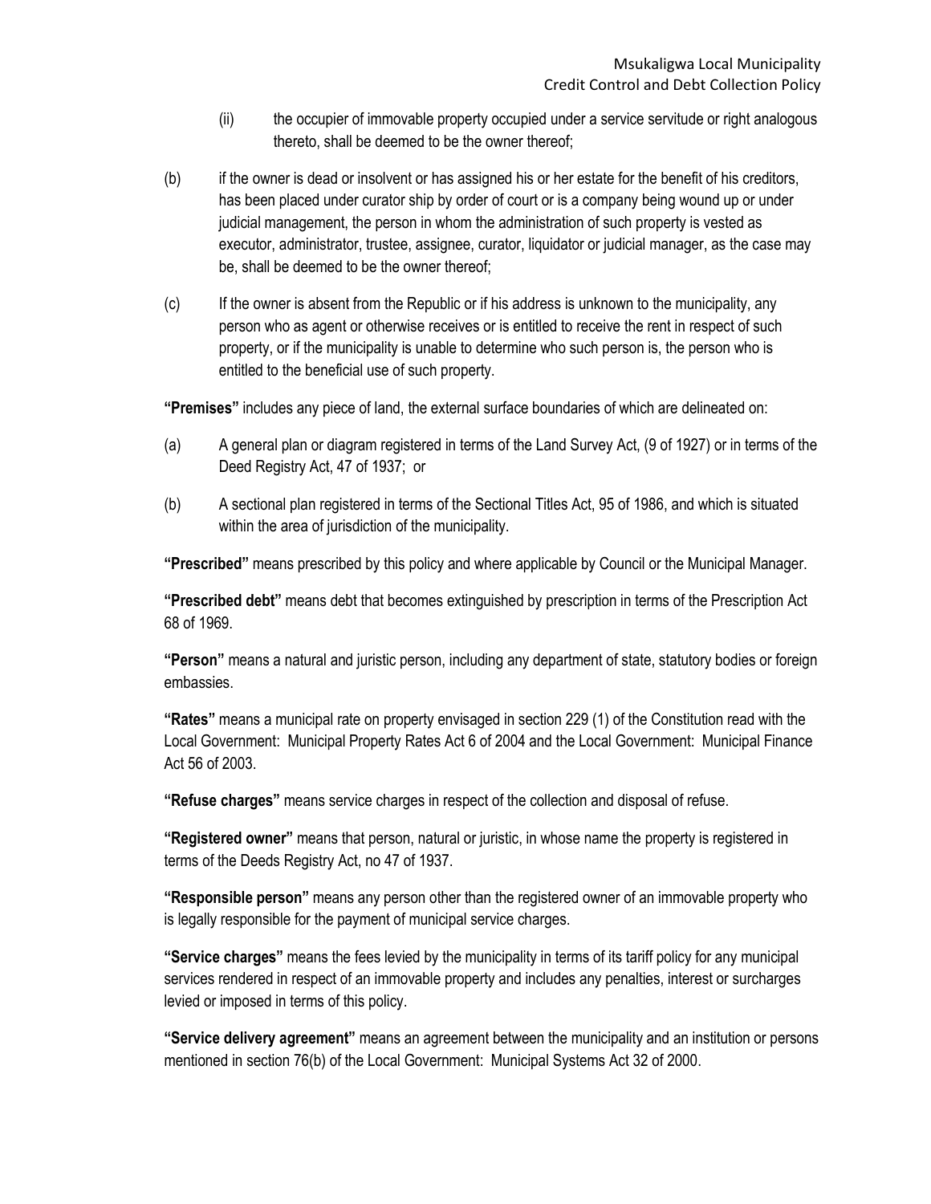(ii) the occupier of immovable property occupied under a service servitude or right analogous thereto, shall be deemed to be the owner thereof;

(b) if the owner is dead or insolvent or has assigned his or her estate for the benefit of his creditors, has been placed under curator ship by order of court or is a company being wound up or under judicial management, the person in whom the administration of such property is vested as executor, administrator, trustee, assignee, curator, liquidator or judicial manager, as the case may be, shall be deemed to be the owner thereof;

(c) If the owner is absent from the Republic or if his address is unknown to the municipality, any person who as agent or otherwise receives or is entitled to receive the rent in respect of such property, or if the municipality is unable to determine who such person is, the person who is entitled to the beneficial use of such property.

**"Premises"** includes any piece of land, the external surface boundaries of which are delineated on:

(a) A general plan or diagram registered in terms of the Land Survey Act, (9 of 1927) or in terms of the Deed Registry Act, 47 of 1937; or

(b) A sectional plan registered in terms of the Sectional Titles Act, 95 of 1986, and which is situated within the area of jurisdiction of the municipality.

**"Prescribed"** means prescribed by this policy and where applicable by Council or the Municipal Manager.

**"Prescribed debt"** means debt that becomes extinguished by prescription in terms of the Prescription Act 68 of 1969.

**"Person"** means a natural and juristic person, including any department of state, statutory bodies or foreign embassies.

**"Rates"** means a municipal rate on property envisaged in section 229 (1) of the Constitution read with the Local Government: Municipal Property Rates Act 6 of 2004 and the Local Government: Municipal Finance Act 56 of 2003.

**"Refuse charges"** means service charges in respect of the collection and disposal of refuse.

**"Registered owner"** means that person, natural or juristic, in whose name the property is registered in terms of the Deeds Registry Act, no 47 of 1937.

**"Responsible person"** means any person other than the registered owner of an immovable property who is legally responsible for the payment of municipal service charges.

**"Service charges"** means the fees levied by the municipality in terms of its tariff policy for any municipal services rendered in respect of an immovable property and includes any penalties, interest or surcharges levied or imposed in terms of this policy.

**"Service delivery agreement"** means an agreement between the municipality and an institution or persons mentioned in section 76(b) of the Local Government: Municipal Systems Act 32 of 2000.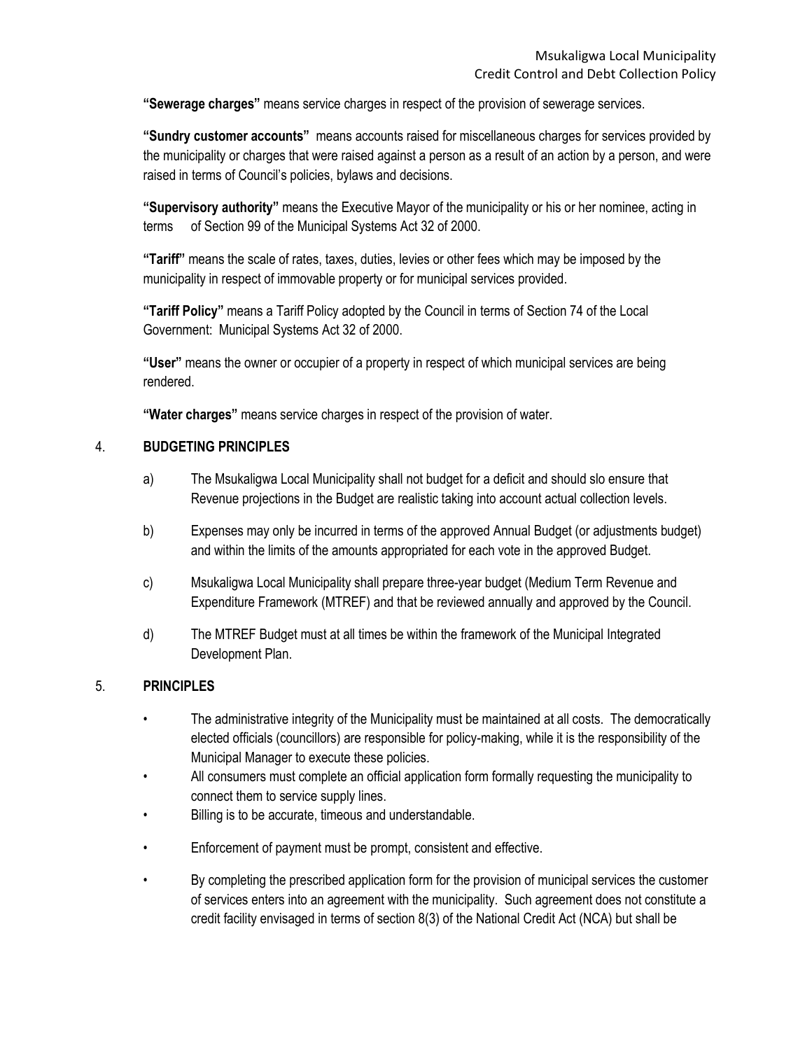**"Sewerage charges"** means service charges in respect of the provision of sewerage services.

**"Sundry customer accounts"** means accounts raised for miscellaneous charges for services provided by the municipality or charges that were raised against a person as a result of an action by a person, and were raised in terms of Council's policies, bylaws and decisions.

**"Supervisory authority"** means the Executive Mayor of the municipality or his or her nominee, acting in terms of Section 99 of the Municipal Systems Act 32 of 2000.

**"Tariff"** means the scale of rates, taxes, duties, levies or other fees which may be imposed by the municipality in respect of immovable property or for municipal services provided.

**"Tariff Policy"** means a Tariff Policy adopted by the Council in terms of Section 74 of the Local Government: Municipal Systems Act 32 of 2000.

**"User"** means the owner or occupier of a property in respect of which municipal services are being rendered.

**"Water charges"** means service charges in respect of the provision of water.

## 4. BUDGETING PRINCIPLES

a) The Msukaligwa Local Municipality shall not budget for a deficit and should slo ensure that Revenue projections in the Budget are realistic taking into account actual collection levels.

b) Expenses may only be incurred in terms of the approved Annual Budget (or adjustments budget) and within the limits of the amounts appropriated for each vote in the approved Budget.

c) Msukaligwa Local Municipality shall prepare three-year budget (Medium Term Revenue and Expenditure Framework (MTREF) and that be reviewed annually and approved by the Council.

d) The MTREF Budget must at all times be within the framework of the Municipal Integrated Development Plan.

## 5. PRINCIPLES

- The administrative integrity of the Municipality must be maintained at all costs. The democratically elected officials (councillors) are responsible for policy-making, while it is the responsibility of the Municipal Manager to execute these policies.
- All consumers must complete an official application form formally requesting the municipality to connect them to service supply lines.
- Billing is to be accurate, timeous and understandable.
- Enforcement of payment must be prompt, consistent and effective.
- By completing the prescribed application form for the provision of municipal services the customer of services enters into an agreement with the municipality. Such agreement does not constitute a credit facility envisaged in terms of section 8(3) of the National Credit Act (NCA) but shall be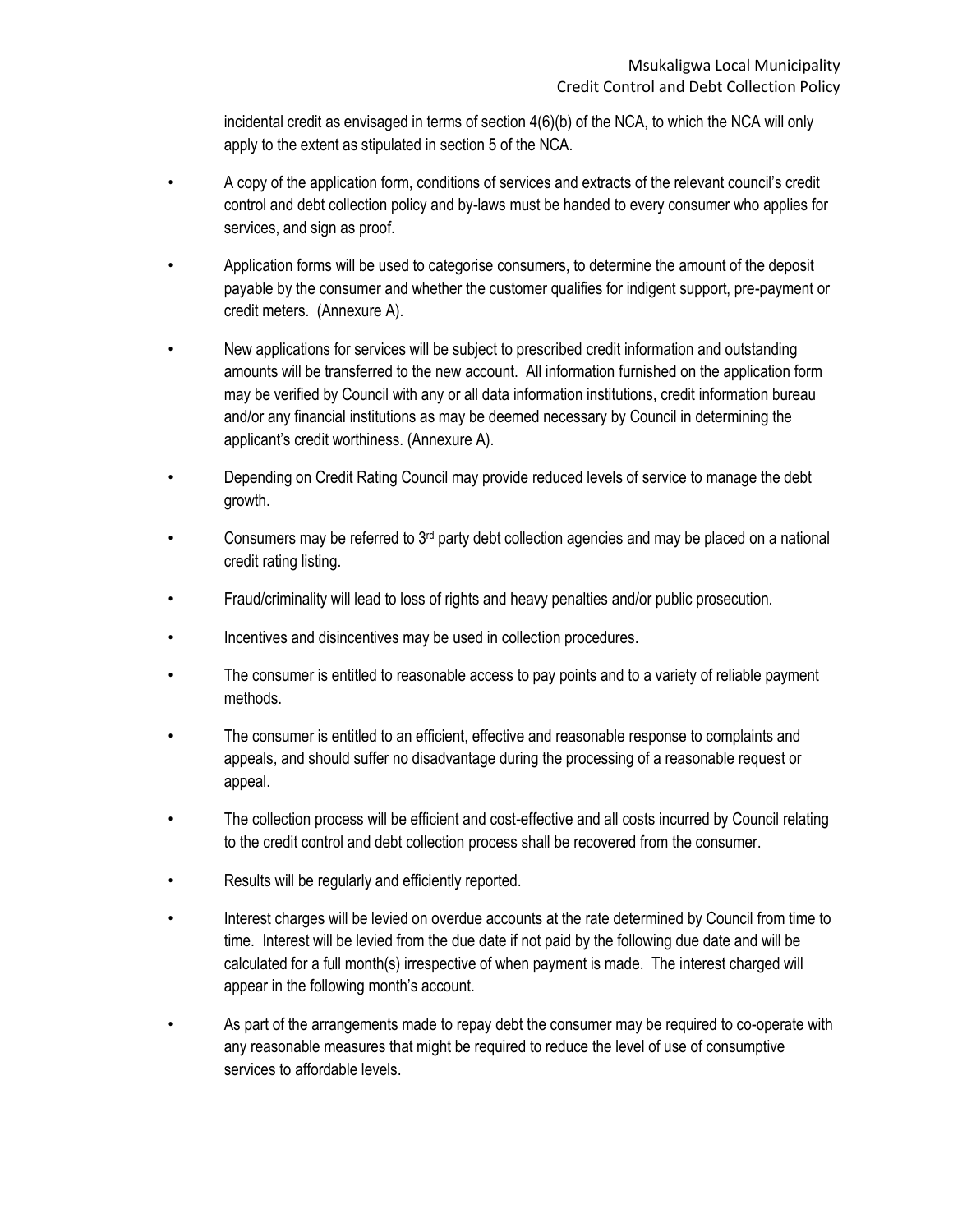incidental credit as envisaged in terms of section 4(6)(b) of the NCA, to which the NCA will only apply to the extent as stipulated in section 5 of the NCA.

- A copy of the application form, conditions of services and extracts of the relevant council's credit control and debt collection policy and by-laws must be handed to every consumer who applies for services, and sign as proof.
- Application forms will be used to categorise consumers, to determine the amount of the deposit payable by the consumer and whether the customer qualifies for indigent support, pre-payment or credit meters. (Annexure A).
- New applications for services will be subject to prescribed credit information and outstanding amounts will be transferred to the new account. All information furnished on the application form may be verified by Council with any or all data information institutions, credit information bureau and/or any financial institutions as may be deemed necessary by Council in determining the applicant's credit worthiness. (Annexure A).
- Depending on Credit Rating Council may provide reduced levels of service to manage the debt growth.
- Consumers may be referred to 3rd party debt collection agencies and may be placed on a national credit rating listing.
- Fraud/criminality will lead to loss of rights and heavy penalties and/or public prosecution.
- Incentives and disincentives may be used in collection procedures.
- The consumer is entitled to reasonable access to pay points and to a variety of reliable payment methods.
- The consumer is entitled to an efficient, effective and reasonable response to complaints and appeals, and should suffer no disadvantage during the processing of a reasonable request or appeal.
- The collection process will be efficient and cost-effective and all costs incurred by Council relating to the credit control and debt collection process shall be recovered from the consumer.
- Results will be regularly and efficiently reported.
- Interest charges will be levied on overdue accounts at the rate determined by Council from time to time. Interest will be levied from the due date if not paid by the following due date and will be calculated for a full month(s) irrespective of when payment is made. The interest charged will appear in the following month's account.
- As part of the arrangements made to repay debt the consumer may be required to co-operate with any reasonable measures that might be required to reduce the level of use of consumptive services to affordable levels.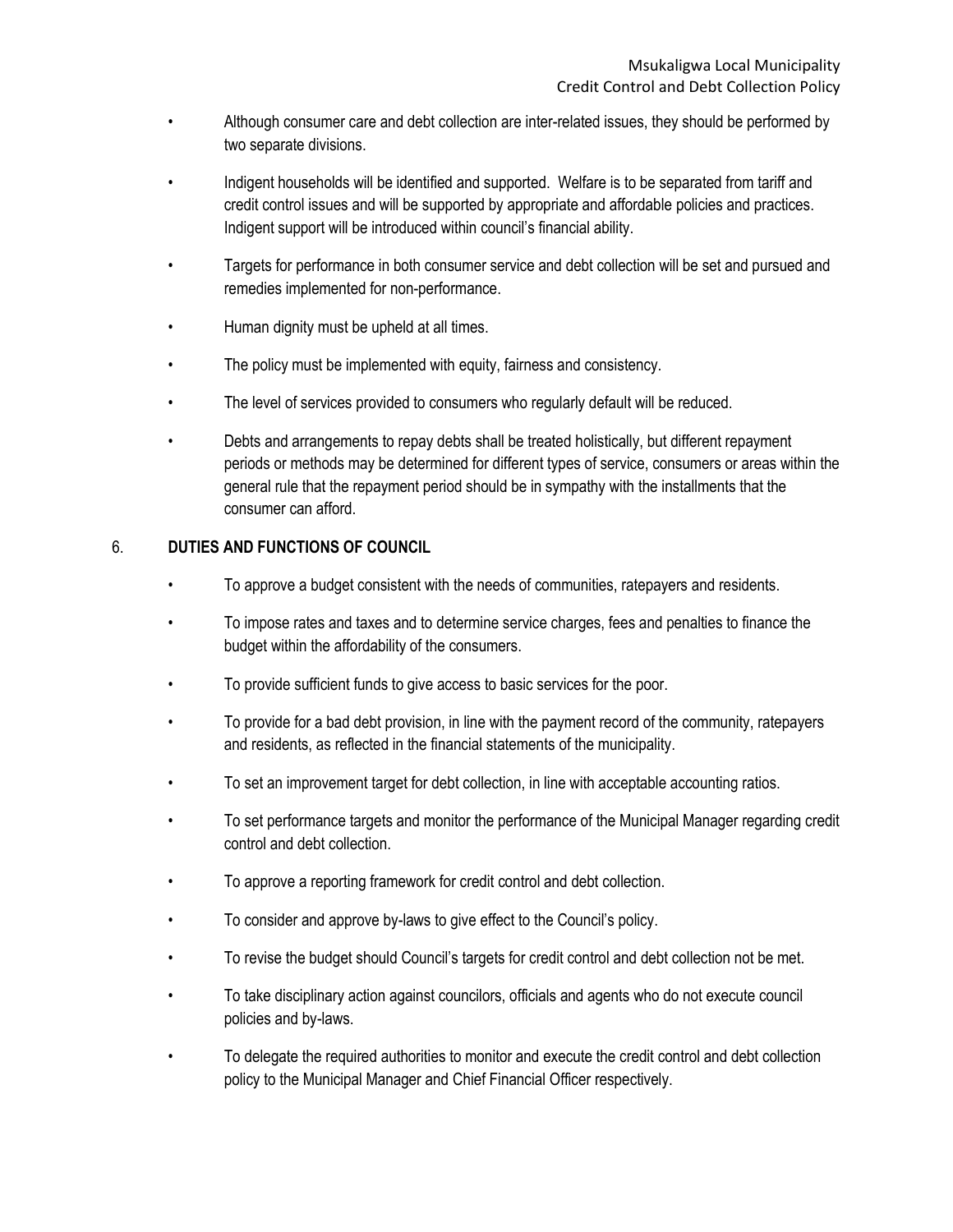- Although consumer care and debt collection are inter-related issues, they should be performed by two separate divisions.
- Indigent households will be identified and supported. Welfare is to be separated from tariff and credit control issues and will be supported by appropriate and affordable policies and practices. Indigent support will be introduced within council's financial ability.
- Targets for performance in both consumer service and debt collection will be set and pursued and remedies implemented for non-performance.
- Human dignity must be upheld at all times.
- The policy must be implemented with equity, fairness and consistency.
- The level of services provided to consumers who regularly default will be reduced.
- Debts and arrangements to repay debts shall be treated holistically, but different repayment periods or methods may be determined for different types of service, consumers or areas within the general rule that the repayment period should be in sympathy with the installments that the consumer can afford.

## 6. DUTIES AND FUNCTIONS OF COUNCIL

- To approve a budget consistent with the needs of communities, ratepayers and residents.
- To impose rates and taxes and to determine service charges, fees and penalties to finance the budget within the affordability of the consumers.
- To provide sufficient funds to give access to basic services for the poor.
- To provide for a bad debt provision, in line with the payment record of the community, ratepayers and residents, as reflected in the financial statements of the municipality.
- To set an improvement target for debt collection, in line with acceptable accounting ratios.
- To set performance targets and monitor the performance of the Municipal Manager regarding credit control and debt collection.
- To approve a reporting framework for credit control and debt collection.
- To consider and approve by-laws to give effect to the Council's policy.
- To revise the budget should Council's targets for credit control and debt collection not be met.
- To take disciplinary action against councilors, officials and agents who do not execute council policies and by-laws.
- To delegate the required authorities to monitor and execute the credit control and debt collection policy to the Municipal Manager and Chief Financial Officer respectively.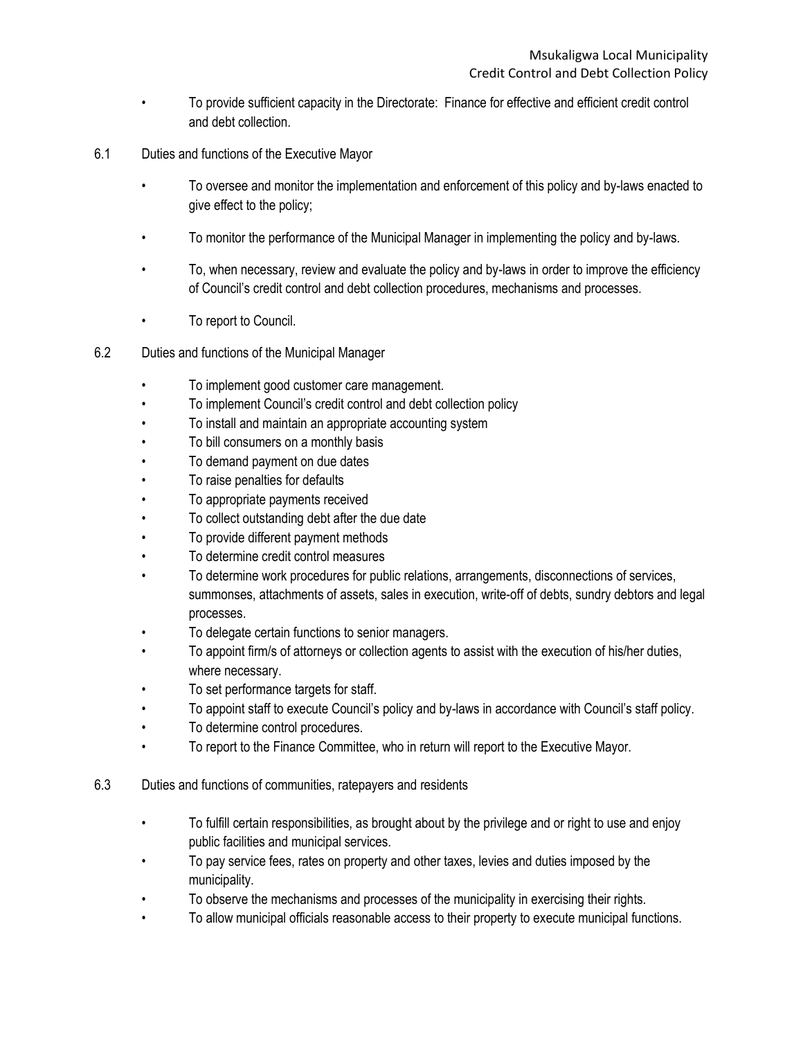- To provide sufficient capacity in the Directorate: Finance for effective and efficient credit control and debt collection.

6.1 Duties and functions of the Executive Mayor

- To oversee and monitor the implementation and enforcement of this policy and by-laws enacted to give effect to the policy;
- To monitor the performance of the Municipal Manager in implementing the policy and by-laws.
- To, when necessary, review and evaluate the policy and by-laws in order to improve the efficiency of Council's credit control and debt collection procedures, mechanisms and processes.
- To report to Council.

6.2 Duties and functions of the Municipal Manager

- To implement good customer care management.
- To implement Council's credit control and debt collection policy
- To install and maintain an appropriate accounting system
- To bill consumers on a monthly basis
- To demand payment on due dates
- To raise penalties for defaults
- To appropriate payments received
- To collect outstanding debt after the due date
- To provide different payment methods
- To determine credit control measures
- To determine work procedures for public relations, arrangements, disconnections of services, summonses, attachments of assets, sales in execution, write-off of debts, sundry debtors and legal processes.
- To delegate certain functions to senior managers.
- To appoint firm/s of attorneys or collection agents to assist with the execution of his/her duties, where necessary.
- To set performance targets for staff.
- To appoint staff to execute Council's policy and by-laws in accordance with Council's staff policy.
- To determine control procedures.
- To report to the Finance Committee, who in return will report to the Executive Mayor.

6.3 Duties and functions of communities, ratepayers and residents

- To fulfill certain responsibilities, as brought about by the privilege and or right to use and enjoy public facilities and municipal services.
- To pay service fees, rates on property and other taxes, levies and duties imposed by the municipality.
- To observe the mechanisms and processes of the municipality in exercising their rights.
- To allow municipal officials reasonable access to their property to execute municipal functions.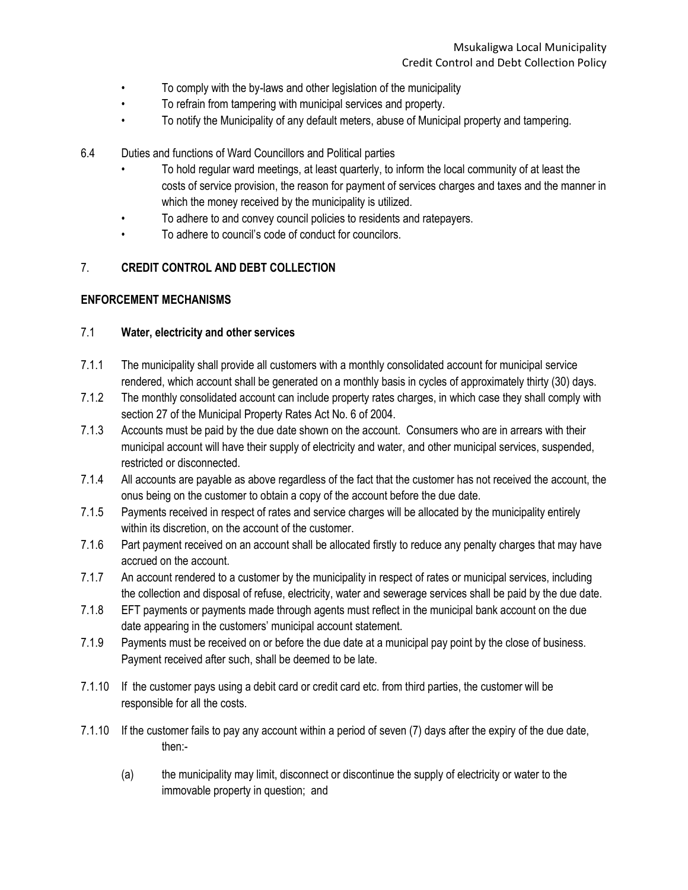- To comply with the by-laws and other legislation of the municipality
- To refrain from tampering with municipal services and property.
- To notify the Municipality of any default meters, abuse of Municipal property and tampering.

6.4 Duties and functions of Ward Councillors and Political parties

- To hold regular ward meetings, at least quarterly, to inform the local community of at least the costs of service provision, the reason for payment of services charges and taxes and the manner in which the money received by the municipality is utilized.
- To adhere to and convey council policies to residents and ratepayers.
- To adhere to council's code of conduct for councilors.

## 7. CREDIT CONTROL AND DEBT COLLECTION

## ENFORCEMENT MECHANISMS

### 7.1 Water, electricity and other services

7.1.1 The municipality shall provide all customers with a monthly consolidated account for municipal service rendered, which account shall be generated on a monthly basis in cycles of approximately thirty (30) days.

7.1.2 The monthly consolidated account can include property rates charges, in which case they shall comply with section 27 of the Municipal Property Rates Act No. 6 of 2004.

7.1.3 Accounts must be paid by the due date shown on the account. Consumers who are in arrears with their municipal account will have their supply of electricity and water, and other municipal services, suspended, restricted or disconnected.

7.1.4 All accounts are payable as above regardless of the fact that the customer has not received the account, the onus being on the customer to obtain a copy of the account before the due date.

7.1.5 Payments received in respect of rates and service charges will be allocated by the municipality entirely within its discretion, on the account of the customer.

7.1.6 Part payment received on an account shall be allocated firstly to reduce any penalty charges that may have accrued on the account.

7.1.7 An account rendered to a customer by the municipality in respect of rates or municipal services, including the collection and disposal of refuse, electricity, water and sewerage services shall be paid by the due date.

7.1.8 EFT payments or payments made through agents must reflect in the municipal bank account on the due date appearing in the customers' municipal account statement.

7.1.9 Payments must be received on or before the due date at a municipal pay point by the close of business. Payment received after such, shall be deemed to be late.

7.1.10 If the customer pays using a debit card or credit card etc. from third parties, the customer will be responsible for all the costs.

7.1.10 If the customer fails to pay any account within a period of seven (7) days after the expiry of the due date, then:-

(a) the municipality may limit, disconnect or discontinue the supply of electricity or water to the immovable property in question; and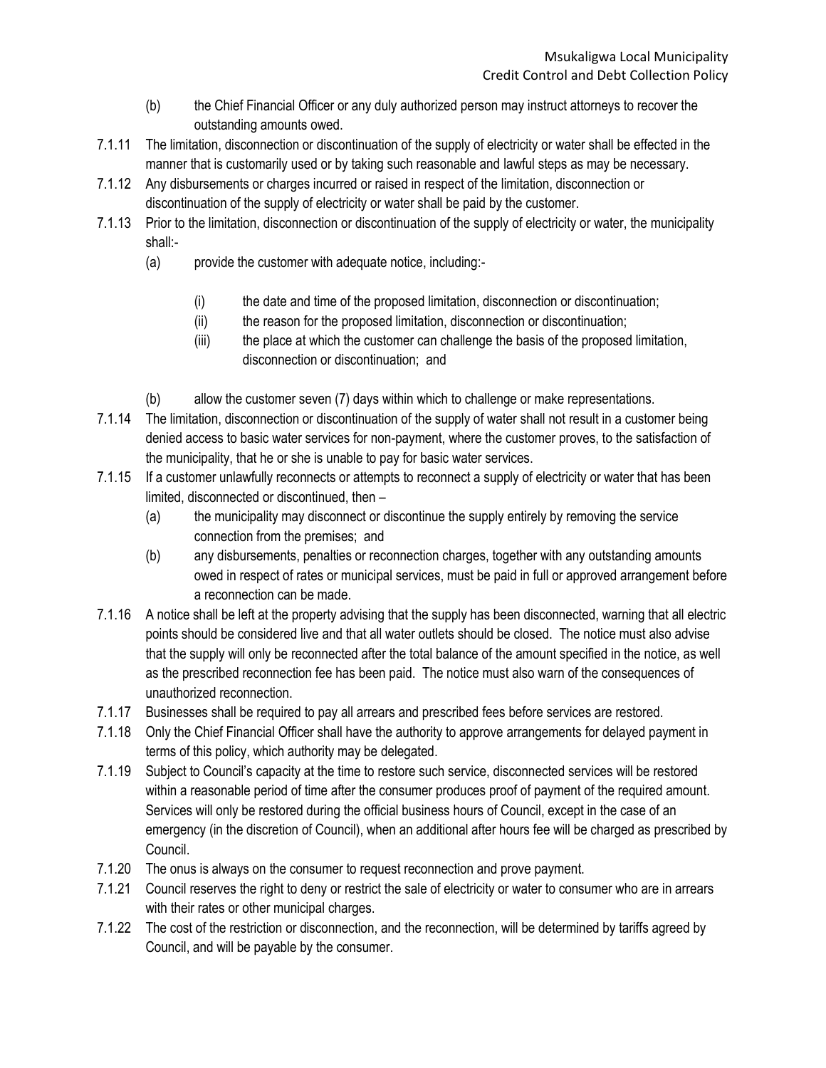(b) the Chief Financial Officer or any duly authorized person may instruct attorneys to recover the outstanding amounts owed.

7.1.11 The limitation, disconnection or discontinuation of the supply of electricity or water shall be effected in the manner that is customarily used or by taking such reasonable and lawful steps as may be necessary.

7.1.12 Any disbursements or charges incurred or raised in respect of the limitation, disconnection or discontinuation of the supply of electricity or water shall be paid by the customer.

7.1.13 Prior to the limitation, disconnection or discontinuation of the supply of electricity or water, the municipality shall:-

(a) provide the customer with adequate notice, including:-

(i) the date and time of the proposed limitation, disconnection or discontinuation;

(ii) the reason for the proposed limitation, disconnection or discontinuation;

(iii) the place at which the customer can challenge the basis of the proposed limitation, disconnection or discontinuation; and

(b) allow the customer seven (7) days within which to challenge or make representations.

7.1.14 The limitation, disconnection or discontinuation of the supply of water shall not result in a customer being denied access to basic water services for non-payment, where the customer proves, to the satisfaction of the municipality, that he or she is unable to pay for basic water services.

7.1.15 If a customer unlawfully reconnects or attempts to reconnect a supply of electricity or water that has been limited, disconnected or discontinued, then –

(a) the municipality may disconnect or discontinue the supply entirely by removing the service connection from the premises; and

(b) any disbursements, penalties or reconnection charges, together with any outstanding amounts owed in respect of rates or municipal services, must be paid in full or approved arrangement before a reconnection can be made.

7.1.16 A notice shall be left at the property advising that the supply has been disconnected, warning that all electric points should be considered live and that all water outlets should be closed. The notice must also advise that the supply will only be reconnected after the total balance of the amount specified in the notice, as well as the prescribed reconnection fee has been paid. The notice must also warn of the consequences of unauthorized reconnection.

7.1.17 Businesses shall be required to pay all arrears and prescribed fees before services are restored.

7.1.18 Only the Chief Financial Officer shall have the authority to approve arrangements for delayed payment in terms of this policy, which authority may be delegated.

7.1.19 Subject to Council's capacity at the time to restore such service, disconnected services will be restored within a reasonable period of time after the consumer produces proof of payment of the required amount. Services will only be restored during the official business hours of Council, except in the case of an emergency (in the discretion of Council), when an additional after hours fee will be charged as prescribed by Council.

7.1.20 The onus is always on the consumer to request reconnection and prove payment.

7.1.21 Council reserves the right to deny or restrict the sale of electricity or water to consumer who are in arrears with their rates or other municipal charges.

7.1.22 The cost of the restriction or disconnection, and the reconnection, will be determined by tariffs agreed by Council, and will be payable by the consumer.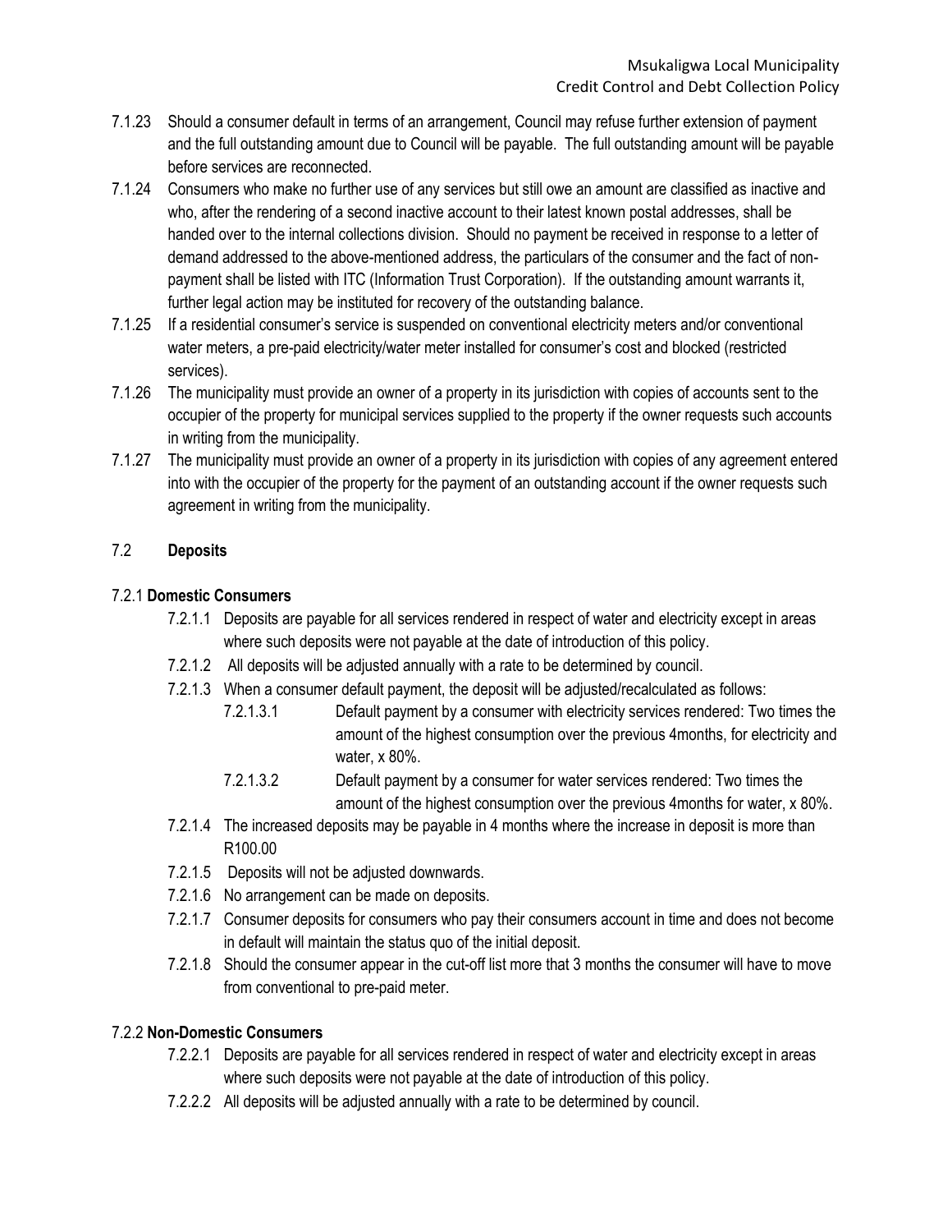7.1.23 Should a consumer default in terms of an arrangement, Council may refuse further extension of payment and the full outstanding amount due to Council will be payable. The full outstanding amount will be payable before services are reconnected.

7.1.24 Consumers who make no further use of any services but still owe an amount are classified as inactive and who, after the rendering of a second inactive account to their latest known postal addresses, shall be handed over to the internal collections division. Should no payment be received in response to a letter of demand addressed to the above-mentioned address, the particulars of the consumer and the fact of non-payment shall be listed with ITC (Information Trust Corporation). If the outstanding amount warrants it, further legal action may be instituted for recovery of the outstanding balance.

7.1.25 If a residential consumer's service is suspended on conventional electricity meters and/or conventional water meters, a pre-paid electricity/water meter installed for consumer's cost and blocked (restricted services).

7.1.26 The municipality must provide an owner of a property in its jurisdiction with copies of accounts sent to the occupier of the property for municipal services supplied to the property if the owner requests such accounts in writing from the municipality.

7.1.27 The municipality must provide an owner of a property in its jurisdiction with copies of any agreement entered into with the occupier of the property for the payment of an outstanding account if the owner requests such agreement in writing from the municipality.

## 7.2 **Deposits**

### 7.2.1 **Domestic Consumers**

7.2.1.1 Deposits are payable for all services rendered in respect of water and electricity except in areas where such deposits were not payable at the date of introduction of this policy.

7.2.1.2 All deposits will be adjusted annually with a rate to be determined by council.

7.2.1.3 When a consumer default payment, the deposit will be adjusted/recalculated as follows:

7.2.1.3.1 Default payment by a consumer with electricity services rendered: Two times the amount of the highest consumption over the previous 4months, for electricity and water, x 80%.

7.2.1.3.2 Default payment by a consumer for water services rendered: Two times the amount of the highest consumption over the previous 4months for water, x 80%.

7.2.1.4 The increased deposits may be payable in 4 months where the increase in deposit is more than R100.00

7.2.1.5 Deposits will not be adjusted downwards.

7.2.1.6 No arrangement can be made on deposits.

7.2.1.7 Consumer deposits for consumers who pay their consumers account in time and does not become in default will maintain the status quo of the initial deposit.

7.2.1.8 Should the consumer appear in the cut-off list more that 3 months the consumer will have to move from conventional to pre-paid meter.

### 7.2.2 **Non-Domestic Consumers**

7.2.2.1 Deposits are payable for all services rendered in respect of water and electricity except in areas where such deposits were not payable at the date of introduction of this policy.

7.2.2.2 All deposits will be adjusted annually with a rate to be determined by council.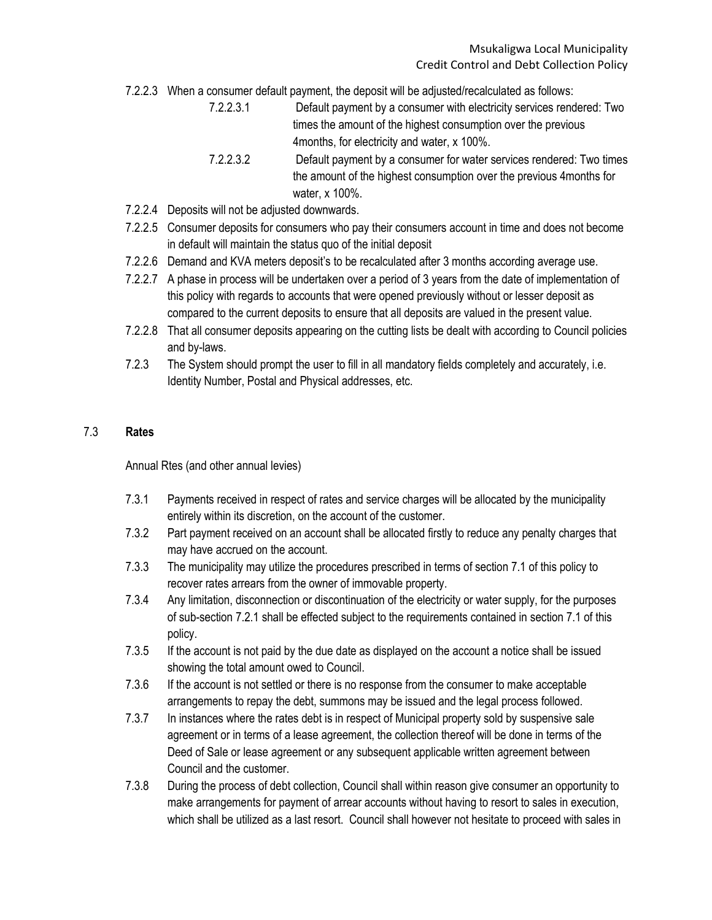7.2.2.3 When a consumer default payment, the deposit will be adjusted/recalculated as follows:

7.2.2.3.1 Default payment by a consumer with electricity services rendered: Two times the amount of the highest consumption over the previous 4months, for electricity and water, x 100%.

7.2.2.3.2 Default payment by a consumer for water services rendered: Two times the amount of the highest consumption over the previous 4months for water, x 100%.

7.2.2.4 Deposits will not be adjusted downwards.

7.2.2.5 Consumer deposits for consumers who pay their consumers account in time and does not become in default will maintain the status quo of the initial deposit

7.2.2.6 Demand and KVA meters deposit's to be recalculated after 3 months according average use.

7.2.2.7 A phase in process will be undertaken over a period of 3 years from the date of implementation of this policy with regards to accounts that were opened previously without or lesser deposit as compared to the current deposits to ensure that all deposits are valued in the present value.

7.2.2.8 That all consumer deposits appearing on the cutting lists be dealt with according to Council policies and by-laws.

7.2.3 The System should prompt the user to fill in all mandatory fields completely and accurately, i.e. Identity Number, Postal and Physical addresses, etc.

## 7.3 Rates

Annual Rtes (and other annual levies)

7.3.1 Payments received in respect of rates and service charges will be allocated by the municipality entirely within its discretion, on the account of the customer.

7.3.2 Part payment received on an account shall be allocated firstly to reduce any penalty charges that may have accrued on the account.

7.3.3 The municipality may utilize the procedures prescribed in terms of section 7.1 of this policy to recover rates arrears from the owner of immovable property.

7.3.4 Any limitation, disconnection or discontinuation of the electricity or water supply, for the purposes of sub-section 7.2.1 shall be effected subject to the requirements contained in section 7.1 of this policy.

7.3.5 If the account is not paid by the due date as displayed on the account a notice shall be issued showing the total amount owed to Council.

7.3.6 If the account is not settled or there is no response from the consumer to make acceptable arrangements to repay the debt, summons may be issued and the legal process followed.

7.3.7 In instances where the rates debt is in respect of Municipal property sold by suspensive sale agreement or in terms of a lease agreement, the collection thereof will be done in terms of the Deed of Sale or lease agreement or any subsequent applicable written agreement between Council and the customer.

7.3.8 During the process of debt collection, Council shall within reason give consumer an opportunity to make arrangements for payment of arrear accounts without having to resort to sales in execution, which shall be utilized as a last resort. Council shall however not hesitate to proceed with sales in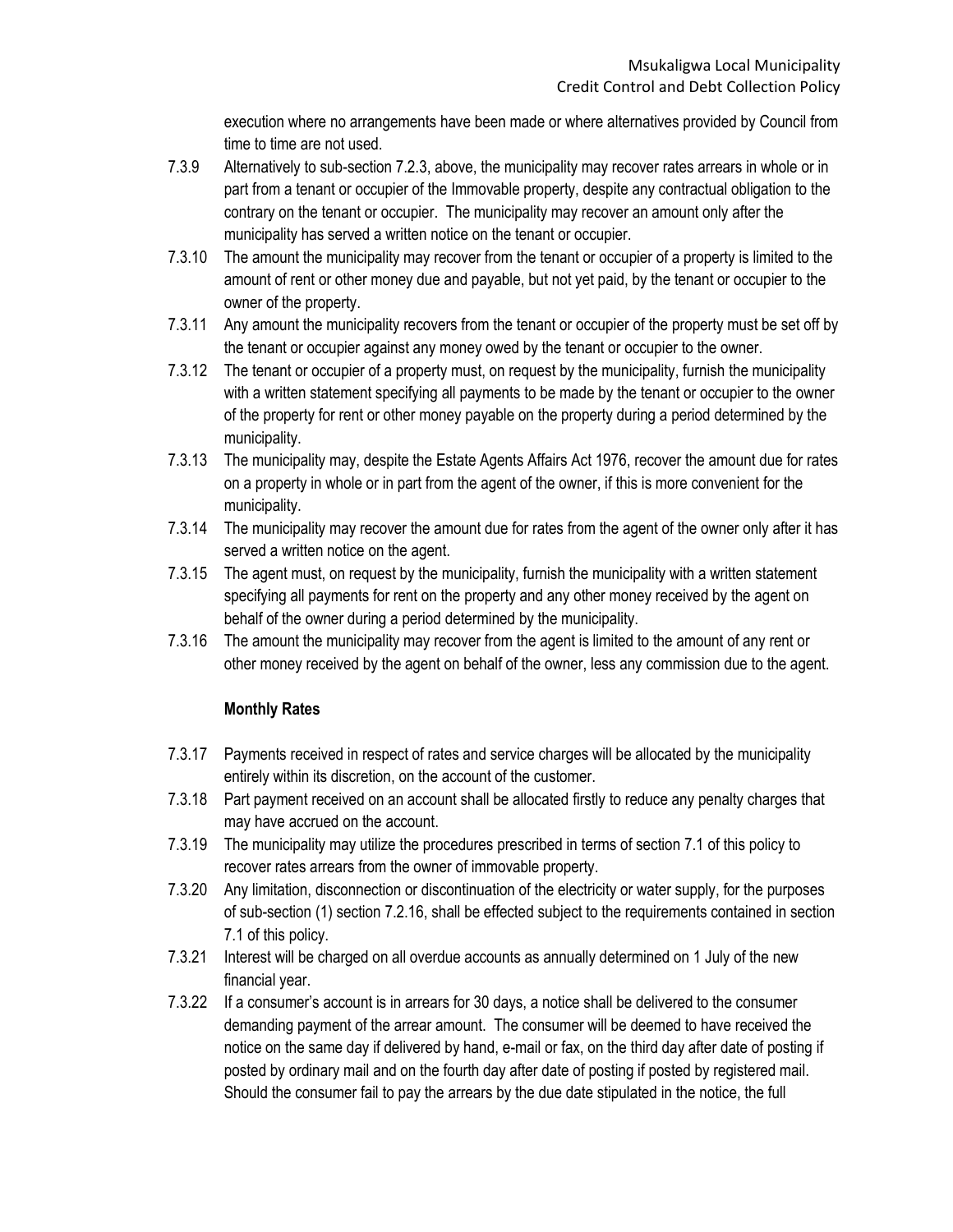execution where no arrangements have been made or where alternatives provided by Council from time to time are not used.

7.3.9 Alternatively to sub-section 7.2.3, above, the municipality may recover rates arrears in whole or in part from a tenant or occupier of the Immovable property, despite any contractual obligation to the contrary on the tenant or occupier. The municipality may recover an amount only after the municipality has served a written notice on the tenant or occupier.

7.3.10 The amount the municipality may recover from the tenant or occupier of a property is limited to the amount of rent or other money due and payable, but not yet paid, by the tenant or occupier to the owner of the property.

7.3.11 Any amount the municipality recovers from the tenant or occupier of the property must be set off by the tenant or occupier against any money owed by the tenant or occupier to the owner.

7.3.12 The tenant or occupier of a property must, on request by the municipality, furnish the municipality with a written statement specifying all payments to be made by the tenant or occupier to the owner of the property for rent or other money payable on the property during a period determined by the municipality.

7.3.13 The municipality may, despite the Estate Agents Affairs Act 1976, recover the amount due for rates on a property in whole or in part from the agent of the owner, if this is more convenient for the municipality.

7.3.14 The municipality may recover the amount due for rates from the agent of the owner only after it has served a written notice on the agent.

7.3.15 The agent must, on request by the municipality, furnish the municipality with a written statement specifying all payments for rent on the property and any other money received by the agent on behalf of the owner during a period determined by the municipality.

7.3.16 The amount the municipality may recover from the agent is limited to the amount of any rent or other money received by the agent on behalf of the owner, less any commission due to the agent.

**Monthly Rates**

7.3.17 Payments received in respect of rates and service charges will be allocated by the municipality entirely within its discretion, on the account of the customer.

7.3.18 Part payment received on an account shall be allocated firstly to reduce any penalty charges that may have accrued on the account.

7.3.19 The municipality may utilize the procedures prescribed in terms of section 7.1 of this policy to recover rates arrears from the owner of immovable property.

7.3.20 Any limitation, disconnection or discontinuation of the electricity or water supply, for the purposes of sub-section (1) section 7.2.16, shall be effected subject to the requirements contained in section 7.1 of this policy.

7.3.21 Interest will be charged on all overdue accounts as annually determined on 1 July of the new financial year.

7.3.22 If a consumer's account is in arrears for 30 days, a notice shall be delivered to the consumer demanding payment of the arrear amount. The consumer will be deemed to have received the notice on the same day if delivered by hand, e-mail or fax, on the third day after date of posting if posted by ordinary mail and on the fourth day after date of posting if posted by registered mail. Should the consumer fail to pay the arrears by the due date stipulated in the notice, the full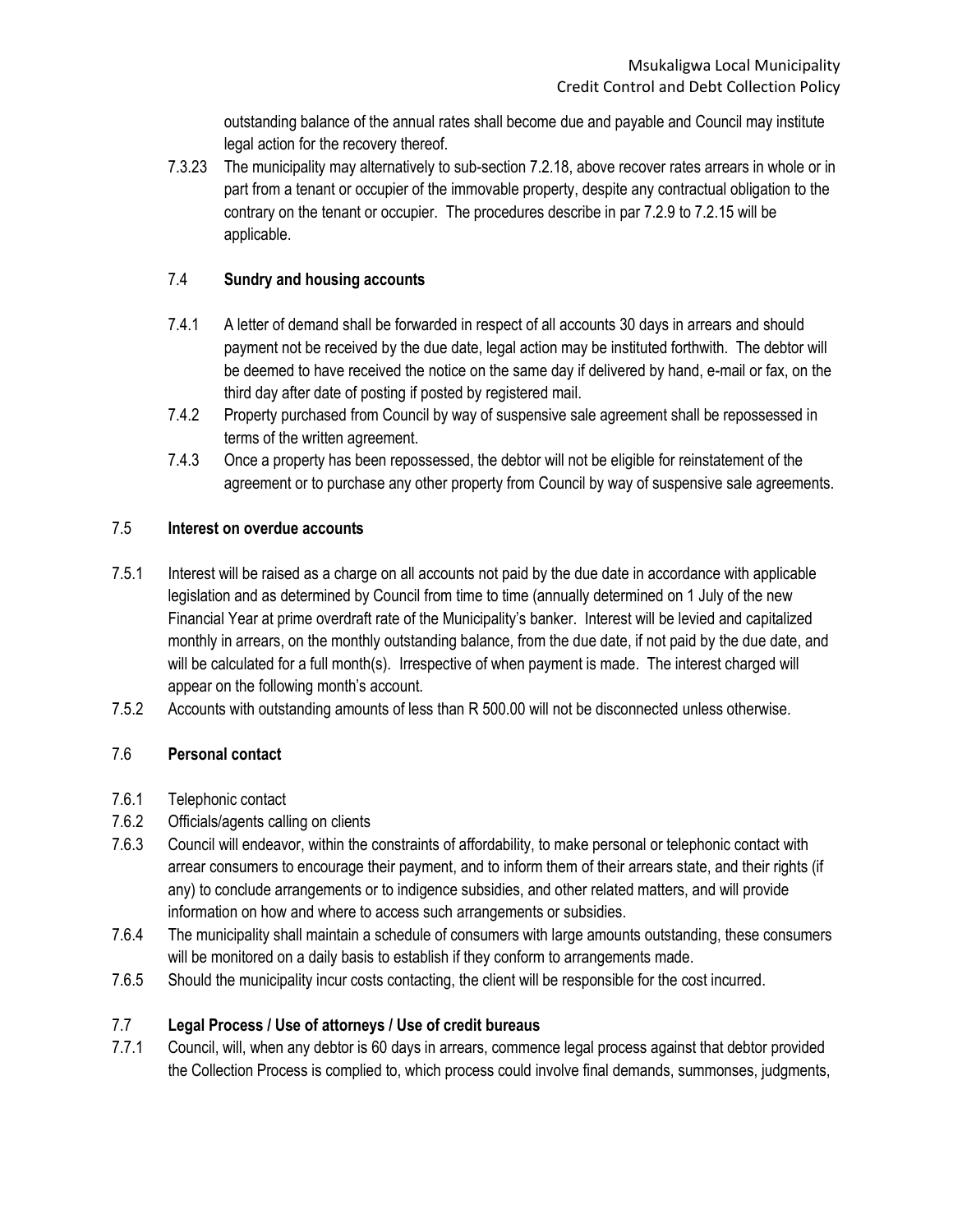outstanding balance of the annual rates shall become due and payable and Council may institute legal action for the recovery thereof.

7.3.23 The municipality may alternatively to sub-section 7.2.18, above recover rates arrears in whole or in part from a tenant or occupier of the immovable property, despite any contractual obligation to the contrary on the tenant or occupier. The procedures describe in par 7.2.9 to 7.2.15 will be applicable.

### 7.4 Sundry and housing accounts

7.4.1 A letter of demand shall be forwarded in respect of all accounts 30 days in arrears and should payment not be received by the due date, legal action may be instituted forthwith. The debtor will be deemed to have received the notice on the same day if delivered by hand, e-mail or fax, on the third day after date of posting if posted by registered mail.

7.4.2 Property purchased from Council by way of suspensive sale agreement shall be repossessed in terms of the written agreement.

7.4.3 Once a property has been repossessed, the debtor will not be eligible for reinstatement of the agreement or to purchase any other property from Council by way of suspensive sale agreements.

### 7.5 Interest on overdue accounts

7.5.1 Interest will be raised as a charge on all accounts not paid by the due date in accordance with applicable legislation and as determined by Council from time to time (annually determined on 1 July of the new Financial Year at prime overdraft rate of the Municipality's banker. Interest will be levied and capitalized monthly in arrears, on the monthly outstanding balance, from the due date, if not paid by the due date, and will be calculated for a full month(s). Irrespective of when payment is made. The interest charged will appear on the following month's account.

7.5.2 Accounts with outstanding amounts of less than R 500.00 will not be disconnected unless otherwise.

### 7.6 Personal contact

7.6.1 Telephonic contact

7.6.2 Officials/agents calling on clients

7.6.3 Council will endeavor, within the constraints of affordability, to make personal or telephonic contact with arrear consumers to encourage their payment, and to inform them of their arrears state, and their rights (if any) to conclude arrangements or to indigence subsidies, and other related matters, and will provide information on how and where to access such arrangements or subsidies.

7.6.4 The municipality shall maintain a schedule of consumers with large amounts outstanding, these consumers will be monitored on a daily basis to establish if they conform to arrangements made.

7.6.5 Should the municipality incur costs contacting, the client will be responsible for the cost incurred.

### 7.7 Legal Process / Use of attorneys / Use of credit bureaus

7.7.1 Council, will, when any debtor is 60 days in arrears, commence legal process against that debtor provided the Collection Process is complied to, which process could involve final demands, summonses, judgments,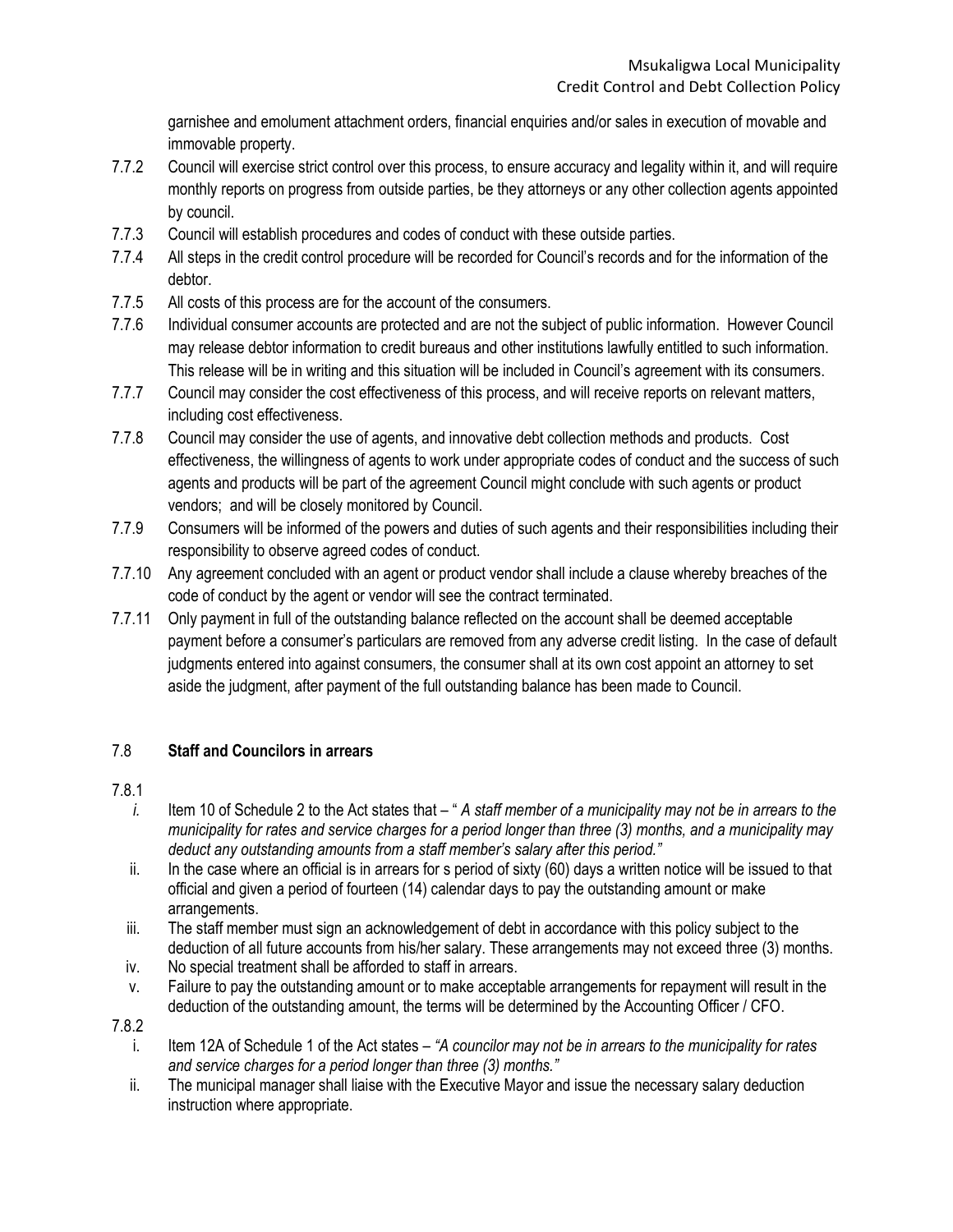garnishee and emolument attachment orders, financial enquiries and/or sales in execution of movable and immovable property.

7.7.2 Council will exercise strict control over this process, to ensure accuracy and legality within it, and will require monthly reports on progress from outside parties, be they attorneys or any other collection agents appointed by council.

7.7.3 Council will establish procedures and codes of conduct with these outside parties.

7.7.4 All steps in the credit control procedure will be recorded for Council's records and for the information of the debtor.

7.7.5 All costs of this process are for the account of the consumers.

7.7.6 Individual consumer accounts are protected and are not the subject of public information. However Council may release debtor information to credit bureaus and other institutions lawfully entitled to such information. This release will be in writing and this situation will be included in Council's agreement with its consumers.

7.7.7 Council may consider the cost effectiveness of this process, and will receive reports on relevant matters, including cost effectiveness.

7.7.8 Council may consider the use of agents, and innovative debt collection methods and products. Cost effectiveness, the willingness of agents to work under appropriate codes of conduct and the success of such agents and products will be part of the agreement Council might conclude with such agents or product vendors; and will be closely monitored by Council.

7.7.9 Consumers will be informed of the powers and duties of such agents and their responsibilities including their responsibility to observe agreed codes of conduct.

7.7.10 Any agreement concluded with an agent or product vendor shall include a clause whereby breaches of the code of conduct by the agent or vendor will see the contract terminated.

7.7.11 Only payment in full of the outstanding balance reflected on the account shall be deemed acceptable payment before a consumer's particulars are removed from any adverse credit listing. In the case of default judgments entered into against consumers, the consumer shall at its own cost appoint an attorney to set aside the judgment, after payment of the full outstanding balance has been made to Council.

## 7.8 **Staff and Councilors in arrears**

7.8.1

*i.* Item 10 of Schedule 2 to the Act states that – " *A staff member of a municipality may not be in arrears to the municipality for rates and service charges for a period longer than three (3) months, and a municipality may deduct any outstanding amounts from a staff member's salary after this period."*

ii. In the case where an official is in arrears for s period of sixty (60) days a written notice will be issued to that official and given a period of fourteen (14) calendar days to pay the outstanding amount or make arrangements.

iii. The staff member must sign an acknowledgement of debt in accordance with this policy subject to the deduction of all future accounts from his/her salary. These arrangements may not exceed three (3) months.

iv. No special treatment shall be afforded to staff in arrears.

v. Failure to pay the outstanding amount or to make acceptable arrangements for repayment will result in the deduction of the outstanding amount, the terms will be determined by the Accounting Officer / CFO.

7.8.2

i. Item 12A of Schedule 1 of the Act states – *"A councilor may not be in arrears to the municipality for rates and service charges for a period longer than three (3) months."*

ii. The municipal manager shall liaise with the Executive Mayor and issue the necessary salary deduction instruction where appropriate.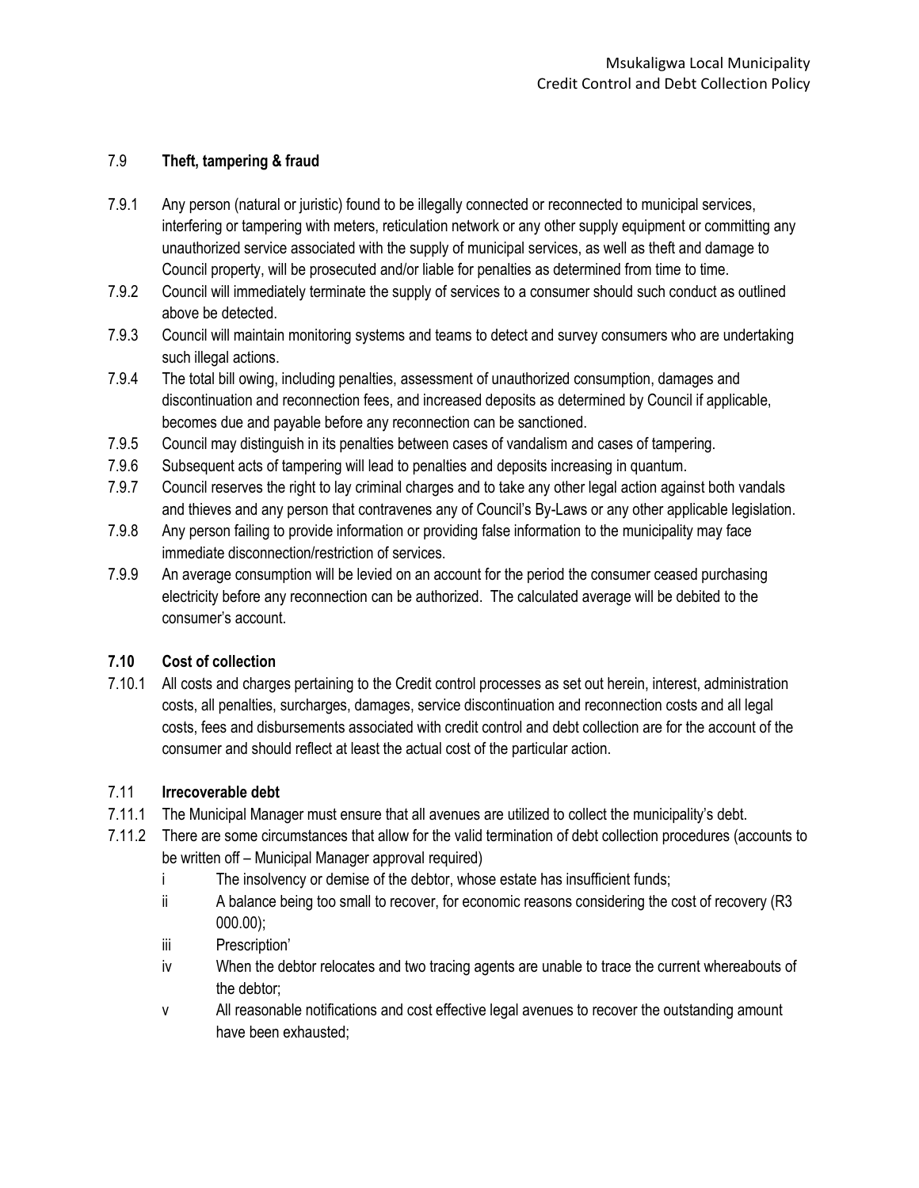### 7.9 Theft, tampering & fraud

7.9.1 Any person (natural or juristic) found to be illegally connected or reconnected to municipal services, interfering or tampering with meters, reticulation network or any other supply equipment or committing any unauthorized service associated with the supply of municipal services, as well as theft and damage to Council property, will be prosecuted and/or liable for penalties as determined from time to time.

7.9.2 Council will immediately terminate the supply of services to a consumer should such conduct as outlined above be detected.

7.9.3 Council will maintain monitoring systems and teams to detect and survey consumers who are undertaking such illegal actions.

7.9.4 The total bill owing, including penalties, assessment of unauthorized consumption, damages and discontinuation and reconnection fees, and increased deposits as determined by Council if applicable, becomes due and payable before any reconnection can be sanctioned.

7.9.5 Council may distinguish in its penalties between cases of vandalism and cases of tampering.

7.9.6 Subsequent acts of tampering will lead to penalties and deposits increasing in quantum.

7.9.7 Council reserves the right to lay criminal charges and to take any other legal action against both vandals and thieves and any person that contravenes any of Council's By-Laws or any other applicable legislation.

7.9.8 Any person failing to provide information or providing false information to the municipality may face immediate disconnection/restriction of services.

7.9.9 An average consumption will be levied on an account for the period the consumer ceased purchasing electricity before any reconnection can be authorized. The calculated average will be debited to the consumer's account.

### 7.10 Cost of collection

7.10.1 All costs and charges pertaining to the Credit control processes as set out herein, interest, administration costs, all penalties, surcharges, damages, service discontinuation and reconnection costs and all legal costs, fees and disbursements associated with credit control and debt collection are for the account of the consumer and should reflect at least the actual cost of the particular action.

### 7.11 Irrecoverable debt

7.11.1 The Municipal Manager must ensure that all avenues are utilized to collect the municipality's debt.

7.11.2 There are some circumstances that allow for the valid termination of debt collection procedures (accounts to be written off – Municipal Manager approval required)

- i The insolvency or demise of the debtor, whose estate has insufficient funds;
- ii A balance being too small to recover, for economic reasons considering the cost of recovery (R3 000.00);
- iii Prescription'
- iv When the debtor relocates and two tracing agents are unable to trace the current whereabouts of the debtor;
- v All reasonable notifications and cost effective legal avenues to recover the outstanding amount have been exhausted;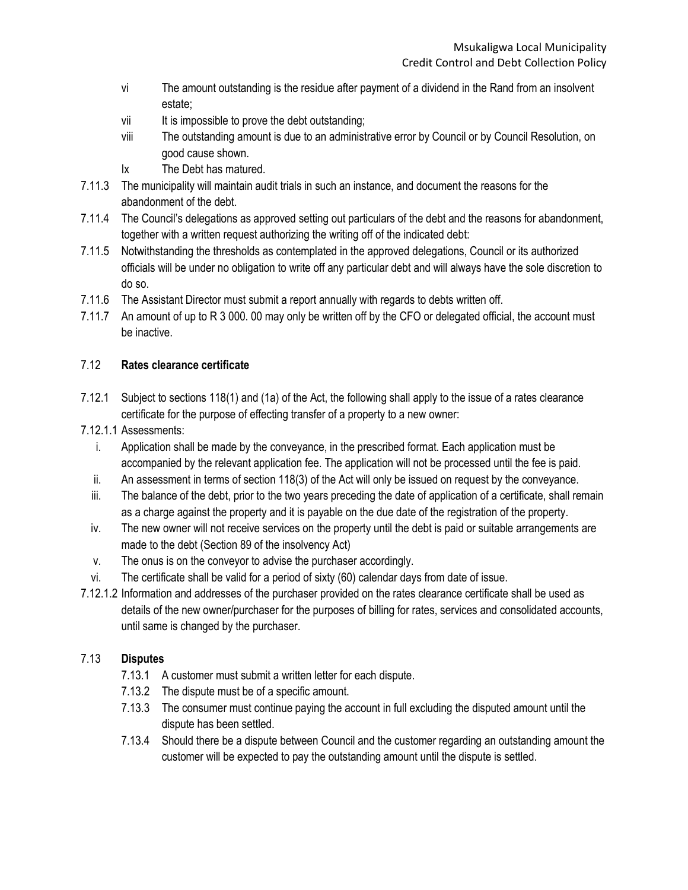vi The amount outstanding is the residue after payment of a dividend in the Rand from an insolvent estate;

vii It is impossible to prove the debt outstanding;

viii The outstanding amount is due to an administrative error by Council or by Council Resolution, on good cause shown.

Ix The Debt has matured.

7.11.3 The municipality will maintain audit trials in such an instance, and document the reasons for the abandonment of the debt.

7.11.4 The Council's delegations as approved setting out particulars of the debt and the reasons for abandonment, together with a written request authorizing the writing off of the indicated debt:

7.11.5 Notwithstanding the thresholds as contemplated in the approved delegations, Council or its authorized officials will be under no obligation to write off any particular debt and will always have the sole discretion to do so.

7.11.6 The Assistant Director must submit a report annually with regards to debts written off.

7.11.7 An amount of up to R 3 000. 00 may only be written off by the CFO or delegated official, the account must be inactive.

## 7.12 **Rates clearance certificate**

7.12.1 Subject to sections 118(1) and (1a) of the Act, the following shall apply to the issue of a rates clearance certificate for the purpose of effecting transfer of a property to a new owner:

7.12.1.1 Assessments:

i. Application shall be made by the conveyance, in the prescribed format. Each application must be accompanied by the relevant application fee. The application will not be processed until the fee is paid.

ii. An assessment in terms of section 118(3) of the Act will only be issued on request by the conveyance.

iii. The balance of the debt, prior to the two years preceding the date of application of a certificate, shall remain as a charge against the property and it is payable on the due date of the registration of the property.

iv. The new owner will not receive services on the property until the debt is paid or suitable arrangements are made to the debt (Section 89 of the insolvency Act)

v. The onus is on the conveyor to advise the purchaser accordingly.

vi. The certificate shall be valid for a period of sixty (60) calendar days from date of issue.

7.12.1.2 Information and addresses of the purchaser provided on the rates clearance certificate shall be used as details of the new owner/purchaser for the purposes of billing for rates, services and consolidated accounts, until same is changed by the purchaser.

## 7.13 **Disputes**

7.13.1 A customer must submit a written letter for each dispute.

7.13.2 The dispute must be of a specific amount.

7.13.3 The consumer must continue paying the account in full excluding the disputed amount until the dispute has been settled.

7.13.4 Should there be a dispute between Council and the customer regarding an outstanding amount the customer will be expected to pay the outstanding amount until the dispute is settled.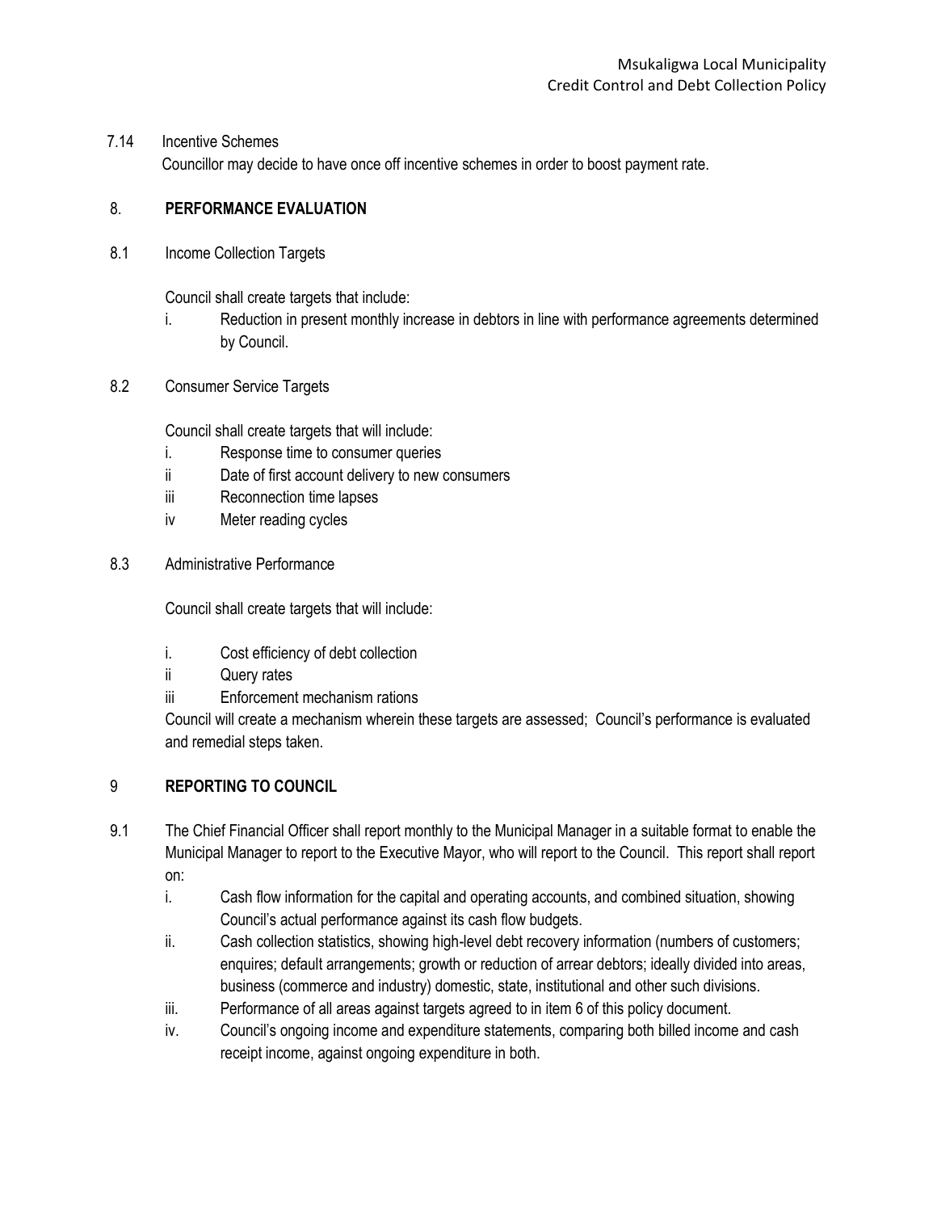7.14 Incentive Schemes

Councillor may decide to have once off incentive schemes in order to boost payment rate.

## 8. PERFORMANCE EVALUATION

8.1 Income Collection Targets

Council shall create targets that include:

i. Reduction in present monthly increase in debtors in line with performance agreements determined by Council.

8.2 Consumer Service Targets

Council shall create targets that will include:

i. Response time to consumer queries
ii Date of first account delivery to new consumers
iii Reconnection time lapses
iv Meter reading cycles

8.3 Administrative Performance

Council shall create targets that will include:

i. Cost efficiency of debt collection
ii Query rates
iii Enforcement mechanism rations

Council will create a mechanism wherein these targets are assessed; Council's performance is evaluated and remedial steps taken.

## 9 REPORTING TO COUNCIL

9.1 The Chief Financial Officer shall report monthly to the Municipal Manager in a suitable format to enable the Municipal Manager to report to the Executive Mayor, who will report to the Council. This report shall report on:

i. Cash flow information for the capital and operating accounts, and combined situation, showing Council's actual performance against its cash flow budgets.
ii. Cash collection statistics, showing high-level debt recovery information (numbers of customers; enquires; default arrangements; growth or reduction of arrear debtors; ideally divided into areas, business (commerce and industry) domestic, state, institutional and other such divisions.
iii. Performance of all areas against targets agreed to in item 6 of this policy document.
iv. Council's ongoing income and expenditure statements, comparing both billed income and cash receipt income, against ongoing expenditure in both.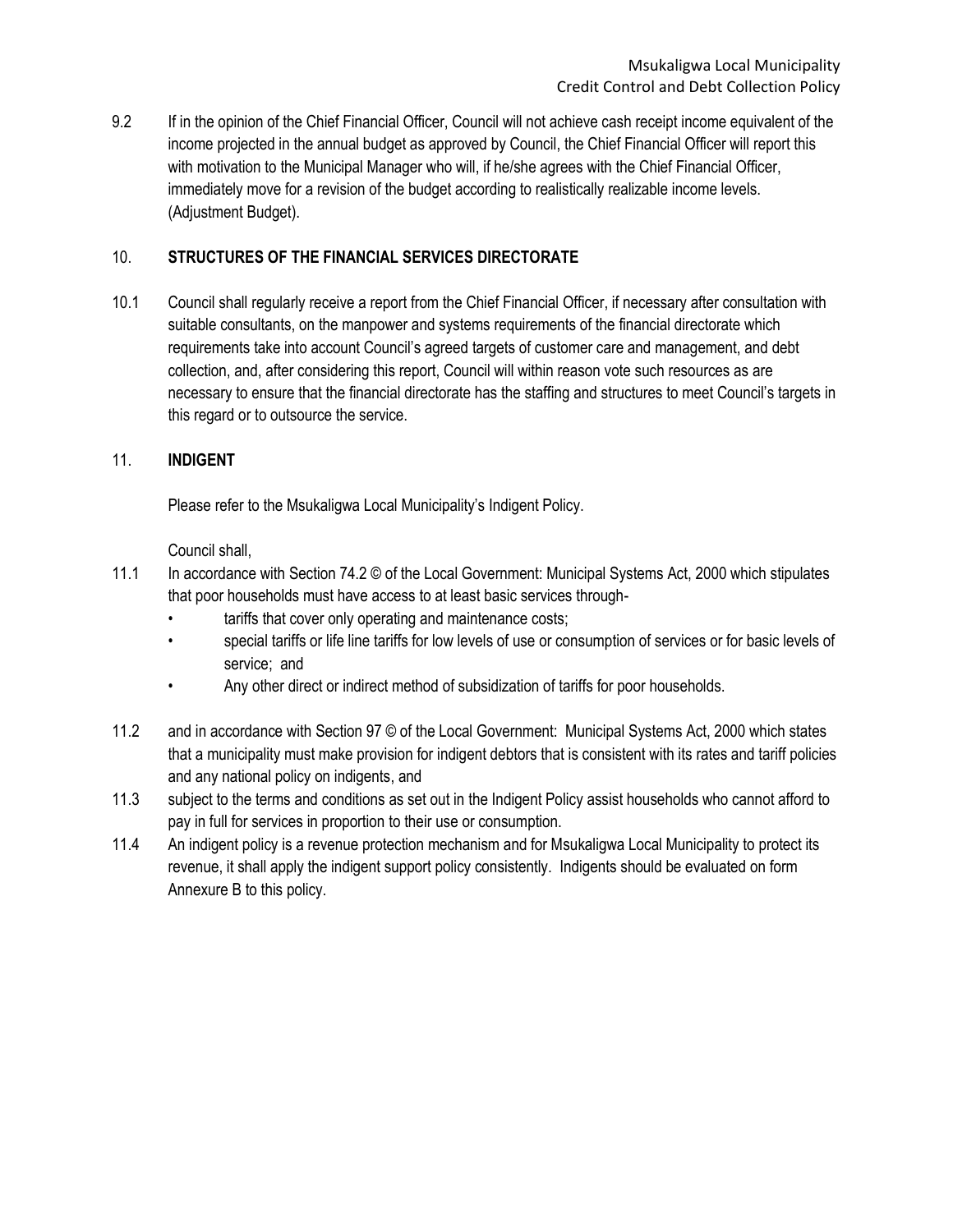9.2 If in the opinion of the Chief Financial Officer, Council will not achieve cash receipt income equivalent of the income projected in the annual budget as approved by Council, the Chief Financial Officer will report this with motivation to the Municipal Manager who will, if he/she agrees with the Chief Financial Officer, immediately move for a revision of the budget according to realistically realizable income levels. (Adjustment Budget).

## 10. STRUCTURES OF THE FINANCIAL SERVICES DIRECTORATE

10.1 Council shall regularly receive a report from the Chief Financial Officer, if necessary after consultation with suitable consultants, on the manpower and systems requirements of the financial directorate which requirements take into account Council's agreed targets of customer care and management, and debt collection, and, after considering this report, Council will within reason vote such resources as are necessary to ensure that the financial directorate has the staffing and structures to meet Council's targets in this regard or to outsource the service.

## 11. INDIGENT

Please refer to the Msukaligwa Local Municipality's Indigent Policy.

Council shall,

11.1 In accordance with Section 74.2 © of the Local Government: Municipal Systems Act, 2000 which stipulates that poor households must have access to at least basic services through-

- tariffs that cover only operating and maintenance costs;
- special tariffs or life line tariffs for low levels of use or consumption of services or for basic levels of service; and
- Any other direct or indirect method of subsidization of tariffs for poor households.

11.2 and in accordance with Section 97 © of the Local Government: Municipal Systems Act, 2000 which states that a municipality must make provision for indigent debtors that is consistent with its rates and tariff policies and any national policy on indigents, and

11.3 subject to the terms and conditions as set out in the Indigent Policy assist households who cannot afford to pay in full for services in proportion to their use or consumption.

11.4 An indigent policy is a revenue protection mechanism and for Msukaligwa Local Municipality to protect its revenue, it shall apply the indigent support policy consistently. Indigents should be evaluated on form Annexure B to this policy.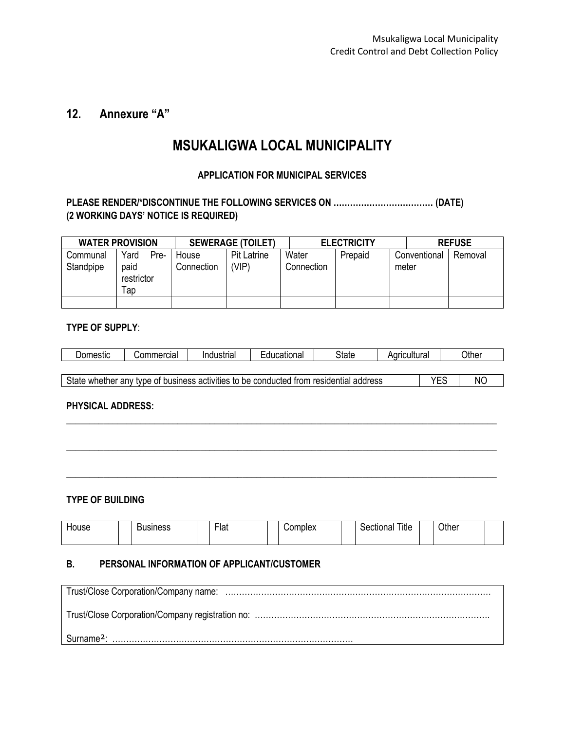## 12. Annexure "A"

# MSUKALIGWA LOCAL MUNICIPALITY

### APPLICATION FOR MUNICIPAL SERVICES

**PLEASE RENDER/*DISCONTINUE THE FOLLOWING SERVICES ON ……………………………… (DATE)**
**(2 WORKING DAYS' NOTICE IS REQUIRED)**

| WATER PROVISION | | SEWERAGE (TOILET) | | ELECTRICITY | | | REFUSE |
|---|---|---|---|---|---|---|---|
| Communal Standpipe | Yard Pre-paid restrictor Tap | House Connection | Pit Latrine (VIP) | Water Connection | Prepaid | Conventional meter | Removal |
| | | | | | | | |

**TYPE OF SUPPLY**:

| Domestic | Commercial | Industrial | Educational | State | Agricultural | Other |
|---|---|---|---|---|---|---|

| State whether any type of business activities to be conducted from residential address | YES | NO |
|---|---|---|

**PHYSICAL ADDRESS:**

___________________________________________________________________________

___________________________________________________________________________

___________________________________________________________________________

**TYPE OF BUILDING**

| House | | Business | | Flat | | Complex | | Sectional Title | | Other | |
|---|---|---|---|---|---|---|---|---|---|---|---|

### B. PERSONAL INFORMATION OF APPLICANT/CUSTOMER

Trust/Close Corporation/Company name: ……………………………………………………………………………………

Trust/Close Corporation/Company registration no: ……………………………………………………………………………

Surname[2]: ……………………………………………………………………………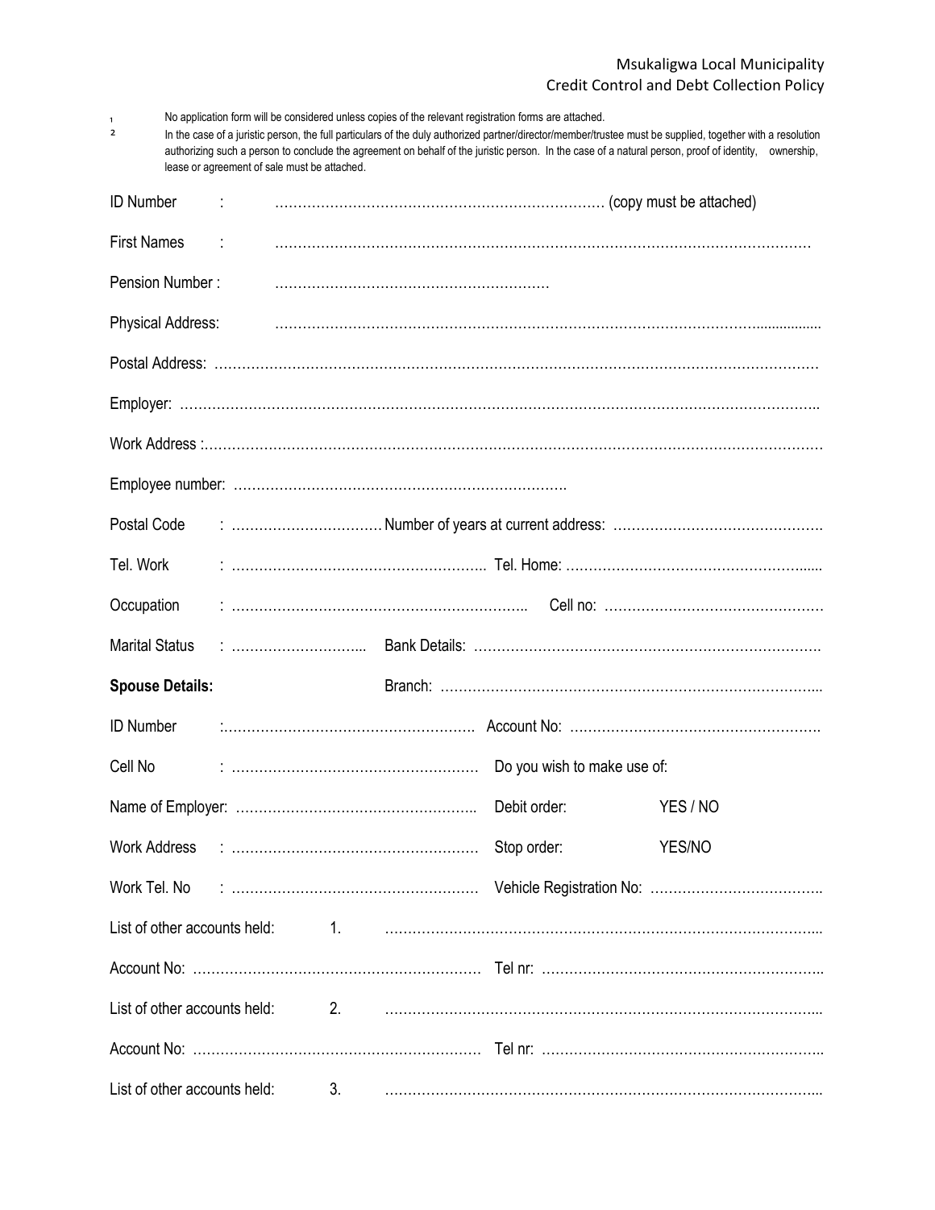[1] No application form will be considered unless copies of the relevant registration forms are attached.

[2] In the case of a juristic person, the full particulars of the duly authorized partner/director/member/trustee must be supplied, together with a resolution authorizing such a person to conclude the agreement on behalf of the juristic person. In the case of a natural person, proof of identity, ownership, lease or agreement of sale must be attached.

ID Number : …………………………………………………………… (copy must be attached)

First Names : …………………………………………………………………………………………………

Pension Number : ……………………………………………………

Physical Address: ……………………………………………………………………………………………..................

Postal Address: …………………………………………………………………………………………………………………

Employer: …………………………………………………………………………………………………………………..

Work Address :……………………………………………………………………………………………………………………

Employee number: ……………………………………………………………….

Postal Code : …………………………… Number of years at current address: ……………………………………….

Tel. Work : ……………………………………………….. Tel. Home: ……………………………………………......

Occupation : …………………………………………………….. Cell no: …………………………………………

Marital Status : ……………………….. Bank Details: ………………………………………………………………….

**Spouse Details:** Branch: ………………………………………………………………………...

ID Number :………………………………………………. Account No: ……………………………………………….

Cell No : ……………………………………………… Do you wish to make use of:

Name of Employer: …………………………………………….. Debit order: YES / NO

Work Address : ……………………………………………… Stop order: YES/NO

Work Tel. No : ……………………………………………… Vehicle Registration No: ……………………………….

List of other accounts held: 1. …………………………………………………………………………………...

Account No: ……………………………………………………… Tel nr: ……………………………………………………..

List of other accounts held: 2. …………………………………………………………………………………...

Account No: ……………………………………………………… Tel nr: ……………………………………………………..

List of other accounts held: 3. …………………………………………………………………………………...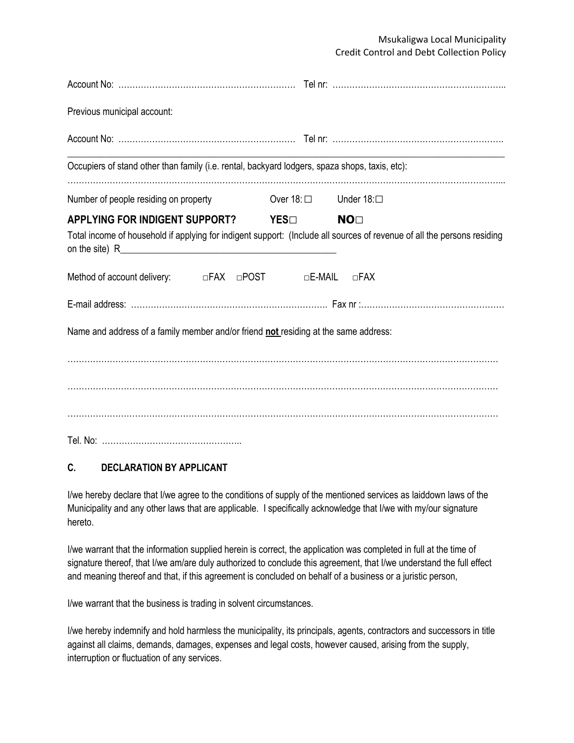Account No: ……………………………………………………… Tel nr: ……………………………………………………..

Previous municipal account:

Account No: ……………………………………………………… Tel nr: …………………………………………………….

---

Occupiers of stand other than family (i.e. rental, backyard lodgers, spaza shops, taxis, etc):

…………………………………………………………………………………………………………………………………...

Number of people residing on property Over 18: □ Under 18:□

**APPLYING FOR INDIGENT SUPPORT? YES□ NO□**

Total income of household if applying for indigent support: (Include all sources of revenue of all the persons residing on the site) R_____________________________________________

Method of account delivery: □FAX □POST □E-MAIL □FAX

E-mail address: …………………………………………………………… Fax nr :……………………………………………

Name and address of a family member and/or friend **not** residing at the same address:

…………………………………………………………………………………………………………………………………

…………………………………………………………………………………………………………………………………

…………………………………………………………………………………………………………………………………

Tel. No: …………………………………………..

### C. DECLARATION BY APPLICANT

I/we hereby declare that I/we agree to the conditions of supply of the mentioned services as laiddown laws of the Municipality and any other laws that are applicable. I specifically acknowledge that I/we with my/our signature hereto.

I/we warrant that the information supplied herein is correct, the application was completed in full at the time of signature thereof, that I/we am/are duly authorized to conclude this agreement, that I/we understand the full effect and meaning thereof and that, if this agreement is concluded on behalf of a business or a juristic person,

I/we warrant that the business is trading in solvent circumstances.

I/we hereby indemnify and hold harmless the municipality, its principals, agents, contractors and successors in title against all claims, demands, damages, expenses and legal costs, however caused, arising from the supply, interruption or fluctuation of any services.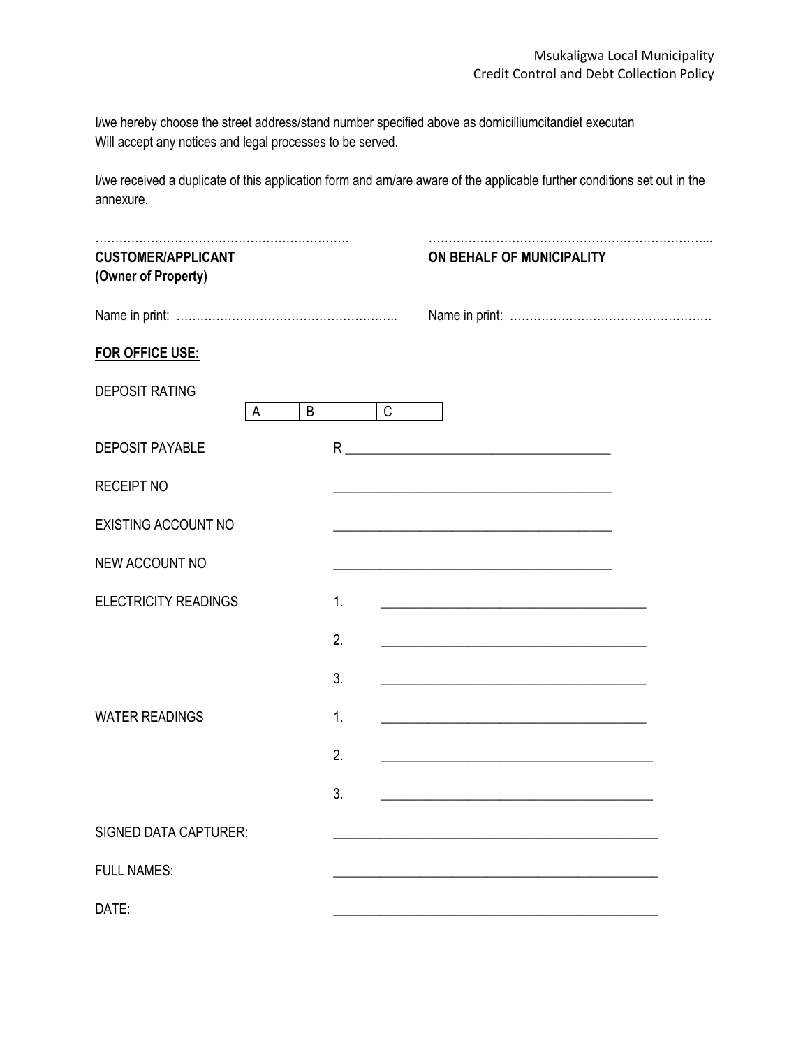I/we hereby choose the street address/stand number specified above as domicilliumcitandiet executan
Will accept any notices and legal processes to be served.

I/we received a duplicate of this application form and am/are aware of the applicable further conditions set out in the annexure.

| ……………………………………………………. | ………………………………………………………….. |
|---|---|
| **CUSTOMER/APPLICANT (Owner of Property)** | **ON BEHALF OF MUNICIPALITY** |
| Name in print: ……………………………………………….. | Name in print: …………………………………………… |

**FOR OFFICE USE:**

DEPOSIT RATING

| A | B | C |
|---|---|---|

DEPOSIT PAYABLE R \_\_\_\_\_\_\_\_\_\_\_\_\_\_\_\_\_\_\_\_\_\_\_\_\_\_\_\_\_\_\_\_\_\_\_\_\_\_

RECEIPT NO \_\_\_\_\_\_\_\_\_\_\_\_\_\_\_\_\_\_\_\_\_\_\_\_\_\_\_\_\_\_\_\_\_\_\_\_\_\_\_\_

EXISTING ACCOUNT NO \_\_\_\_\_\_\_\_\_\_\_\_\_\_\_\_\_\_\_\_\_\_\_\_\_\_\_\_\_\_\_\_\_\_\_\_\_\_\_\_

NEW ACCOUNT NO \_\_\_\_\_\_\_\_\_\_\_\_\_\_\_\_\_\_\_\_\_\_\_\_\_\_\_\_\_\_\_\_\_\_\_\_\_\_\_\_

ELECTRICITY READINGS

1. \_\_\_\_\_\_\_\_\_\_\_\_\_\_\_\_\_\_\_\_\_\_\_\_\_\_\_\_\_\_\_\_\_\_\_\_\_\_\_
2. \_\_\_\_\_\_\_\_\_\_\_\_\_\_\_\_\_\_\_\_\_\_\_\_\_\_\_\_\_\_\_\_\_\_\_\_\_\_\_
3. \_\_\_\_\_\_\_\_\_\_\_\_\_\_\_\_\_\_\_\_\_\_\_\_\_\_\_\_\_\_\_\_\_\_\_\_\_\_\_

WATER READINGS

1. \_\_\_\_\_\_\_\_\_\_\_\_\_\_\_\_\_\_\_\_\_\_\_\_\_\_\_\_\_\_\_\_\_\_\_\_\_\_\_
2. \_\_\_\_\_\_\_\_\_\_\_\_\_\_\_\_\_\_\_\_\_\_\_\_\_\_\_\_\_\_\_\_\_\_\_\_\_\_\_
3. \_\_\_\_\_\_\_\_\_\_\_\_\_\_\_\_\_\_\_\_\_\_\_\_\_\_\_\_\_\_\_\_\_\_\_\_\_\_\_

SIGNED DATA CAPTURER: \_\_\_\_\_\_\_\_\_\_\_\_\_\_\_\_\_\_\_\_\_\_\_\_\_\_\_\_\_\_\_\_\_\_\_\_\_\_\_\_\_\_\_\_\_

FULL NAMES: \_\_\_\_\_\_\_\_\_\_\_\_\_\_\_\_\_\_\_\_\_\_\_\_\_\_\_\_\_\_\_\_\_\_\_\_\_\_\_\_\_\_\_\_\_

DATE: \_\_\_\_\_\_\_\_\_\_\_\_\_\_\_\_\_\_\_\_\_\_\_\_\_\_\_\_\_\_\_\_\_\_\_\_\_\_\_\_\_\_\_\_\_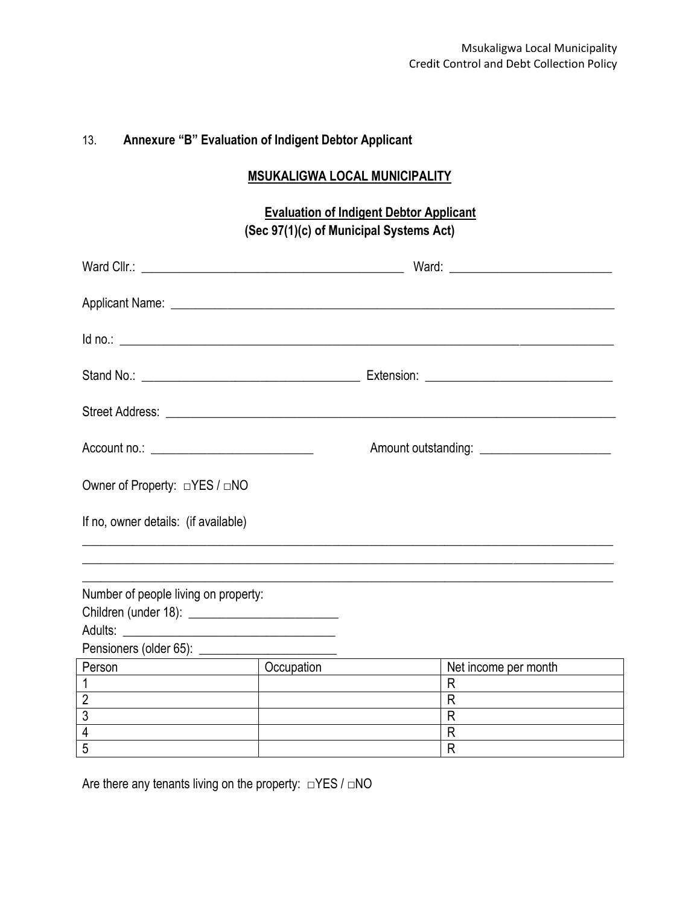## 13. Annexure "B" Evaluation of Indigent Debtor Applicant

**MSUKALIGWA LOCAL MUNICIPALITY**

**Evaluation of Indigent Debtor Applicant**
**(Sec 97(1)(c) of Municipal Systems Act)**

Ward Cllr.: ______________________________________ Ward: ______________________

Applicant Name: ______________________________________________________________

Id no.: ____________________________________________________________________

Stand No.: ______________________________ Extension: ___________________________

Street Address: _______________________________________________________________

Account no.: _______________________ Amount outstanding: __________________

Owner of Property: □YES / □NO

If no, owner details: (if available)

______________________________________________________________________________

______________________________________________________________________________

______________________________________________________________________________

Number of people living on property:
Children (under 18): _____________________
Adults: _______________________________
Pensioners (older 65): ____________________

| Person | Occupation | Net income per month |
|---|---|---|
| 1 | | R |
| 2 | | R |
| 3 | | R |
| 4 | | R |
| 5 | | R |

Are there any tenants living on the property: □YES / □NO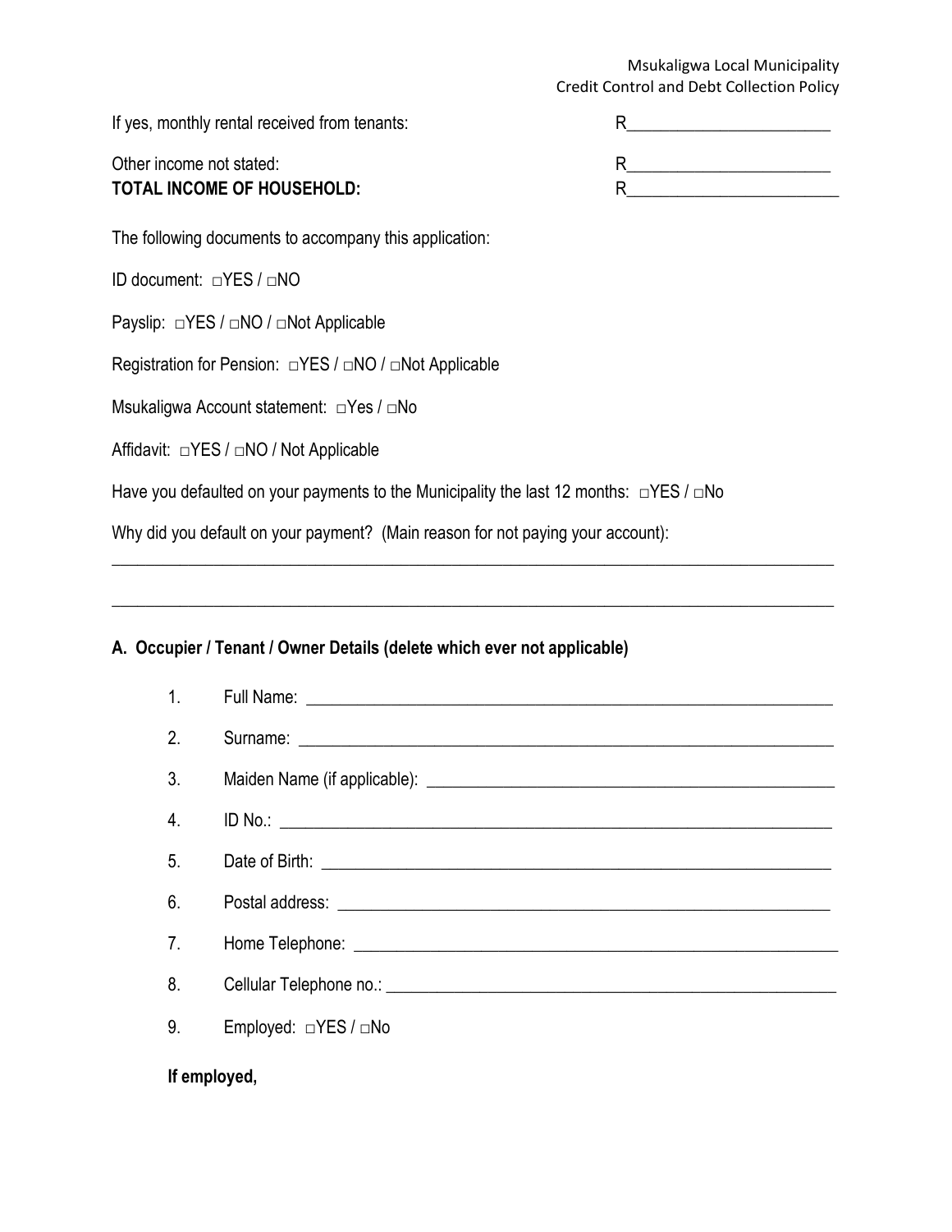If yes, monthly rental received from tenants: R________________________

Other income not stated: R________________________

**TOTAL INCOME OF HOUSEHOLD:** R_________________________

The following documents to accompany this application:

ID document: □YES / □NO

Payslip: □YES / □NO / □Not Applicable

Registration for Pension: □YES / □NO / □Not Applicable

Msukaligwa Account statement: □Yes / □No

Affidavit: □YES / □NO / Not Applicable

Have you defaulted on your payments to the Municipality the last 12 months: □YES / □No

Why did you default on your payment? (Main reason for not paying your account):

______________________________________________________________________________________

______________________________________________________________________________________

**A. Occupier / Tenant / Owner Details (delete which ever not applicable)**

1. Full Name: ________________________________________________________________
2. Surname: _________________________________________________________________
3. Maiden Name (if applicable): _______________________________________________
4. ID No.: __________________________________________________________________
5. Date of Birth: _____________________________________________________________
6. Postal address: ____________________________________________________________
7. Home Telephone: ___________________________________________________________
8. Cellular Telephone no.: _____________________________________________________
9. Employed: □YES / □No

**If employed,**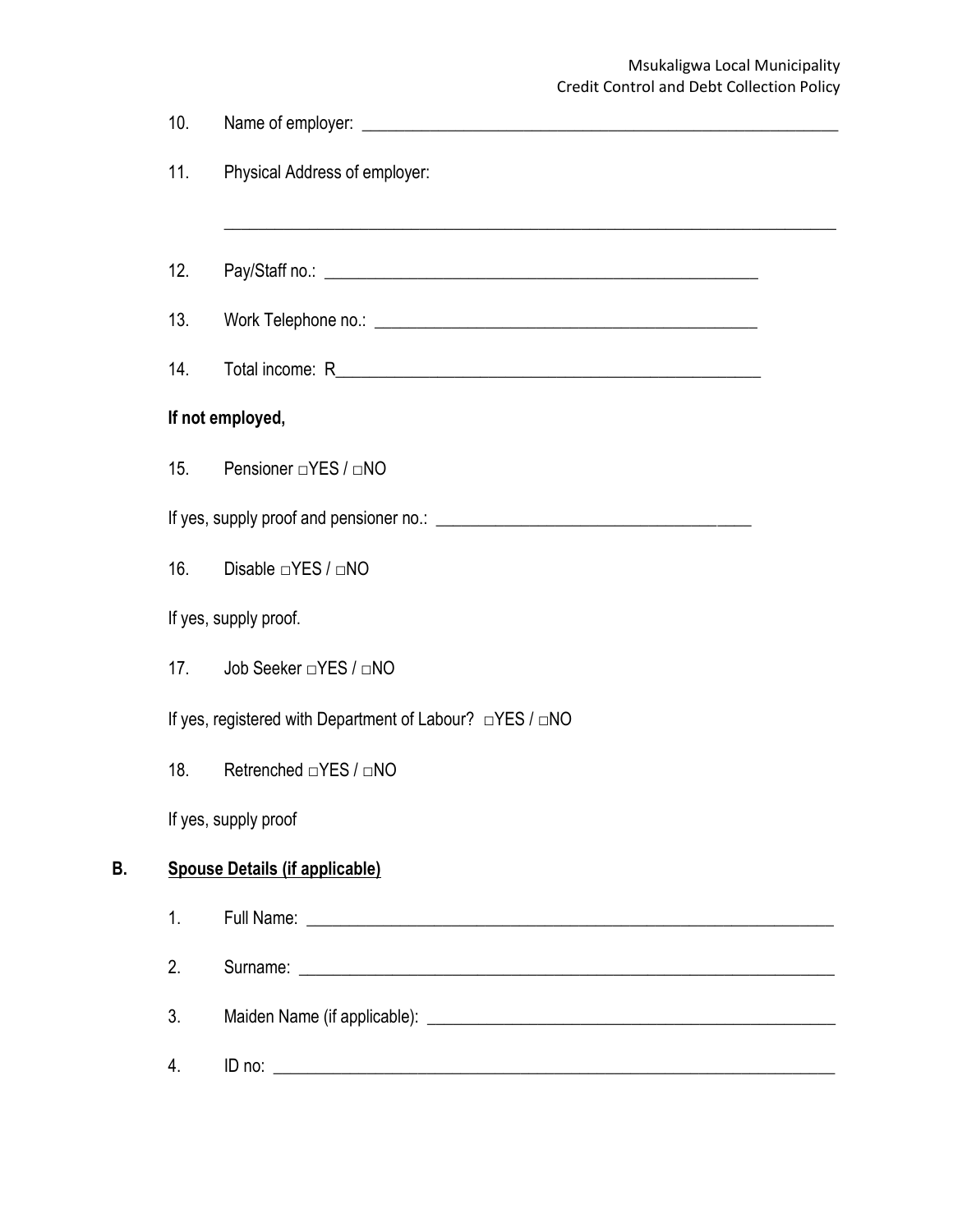10. Name of employer: ____________________________________________________________

11. Physical Address of employer:

    ______________________________________________________________________

12. Pay/Staff no.: ____________________________________________________

13. Work Telephone no.: _______________________________________________

14. Total income: R___________________________________________________

**If not employed,**

15. Pensioner □YES / □NO

If yes, supply proof and pensioner no.: _____________________________________

16. Disable □YES / □NO

If yes, supply proof.

17. Job Seeker □YES / □NO

If yes, registered with Department of Labour? □YES / □NO

18. Retrenched □YES / □NO

If yes, supply proof

**B. <u>Spouse Details (if applicable)</u>**

1. Full Name: _________________________________________________________________

2. Surname: __________________________________________________________________

3. Maiden Name (if applicable): __________________________________________________

4. ID no: _____________________________________________________________________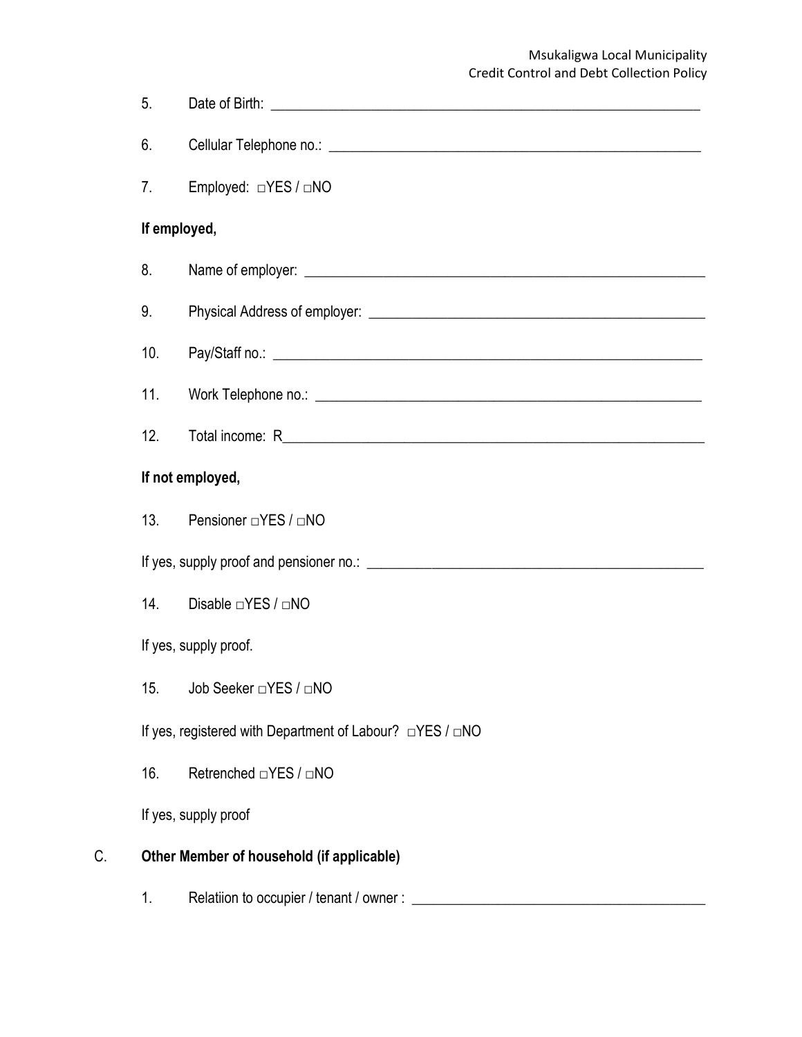5. Date of Birth: \_\_\_\_\_\_\_\_\_\_\_\_\_\_\_\_\_\_\_\_\_\_\_\_\_\_\_\_\_\_\_\_\_\_\_\_\_\_\_\_\_\_\_\_\_\_\_\_\_\_\_\_

6. Cellular Telephone no.: \_\_\_\_\_\_\_\_\_\_\_\_\_\_\_\_\_\_\_\_\_\_\_\_\_\_\_\_\_\_\_\_\_\_\_\_\_\_\_\_\_\_\_\_

7. Employed: □YES / □NO

**If employed,**

8. Name of employer: \_\_\_\_\_\_\_\_\_\_\_\_\_\_\_\_\_\_\_\_\_\_\_\_\_\_\_\_\_\_\_\_\_\_\_\_\_\_\_\_\_\_\_\_\_\_\_\_

9. Physical Address of employer: \_\_\_\_\_\_\_\_\_\_\_\_\_\_\_\_\_\_\_\_\_\_\_\_\_\_\_\_\_\_\_\_\_\_\_\_\_\_\_\_

10. Pay/Staff no.: \_\_\_\_\_\_\_\_\_\_\_\_\_\_\_\_\_\_\_\_\_\_\_\_\_\_\_\_\_\_\_\_\_\_\_\_\_\_\_\_\_\_\_\_\_\_\_\_\_\_\_\_

11. Work Telephone no.: \_\_\_\_\_\_\_\_\_\_\_\_\_\_\_\_\_\_\_\_\_\_\_\_\_\_\_\_\_\_\_\_\_\_\_\_\_\_\_\_\_\_\_\_\_\_\_

12. Total income: R\_\_\_\_\_\_\_\_\_\_\_\_\_\_\_\_\_\_\_\_\_\_\_\_\_\_\_\_\_\_\_\_\_\_\_\_\_\_\_\_\_\_\_\_\_\_\_\_\_\_\_\_

**If not employed,**

13. Pensioner □YES / □NO

If yes, supply proof and pensioner no.: \_\_\_\_\_\_\_\_\_\_\_\_\_\_\_\_\_\_\_\_\_\_\_\_\_\_\_\_\_\_\_\_\_\_\_\_\_\_\_\_

14. Disable □YES / □NO

If yes, supply proof.

15. Job Seeker □YES / □NO

If yes, registered with Department of Labour? □YES / □NO

16. Retrenched □YES / □NO

If yes, supply proof

C. **Other Member of household (if applicable)**

1. Relatiion to occupier / tenant / owner : \_\_\_\_\_\_\_\_\_\_\_\_\_\_\_\_\_\_\_\_\_\_\_\_\_\_\_\_\_\_\_\_\_\_\_\_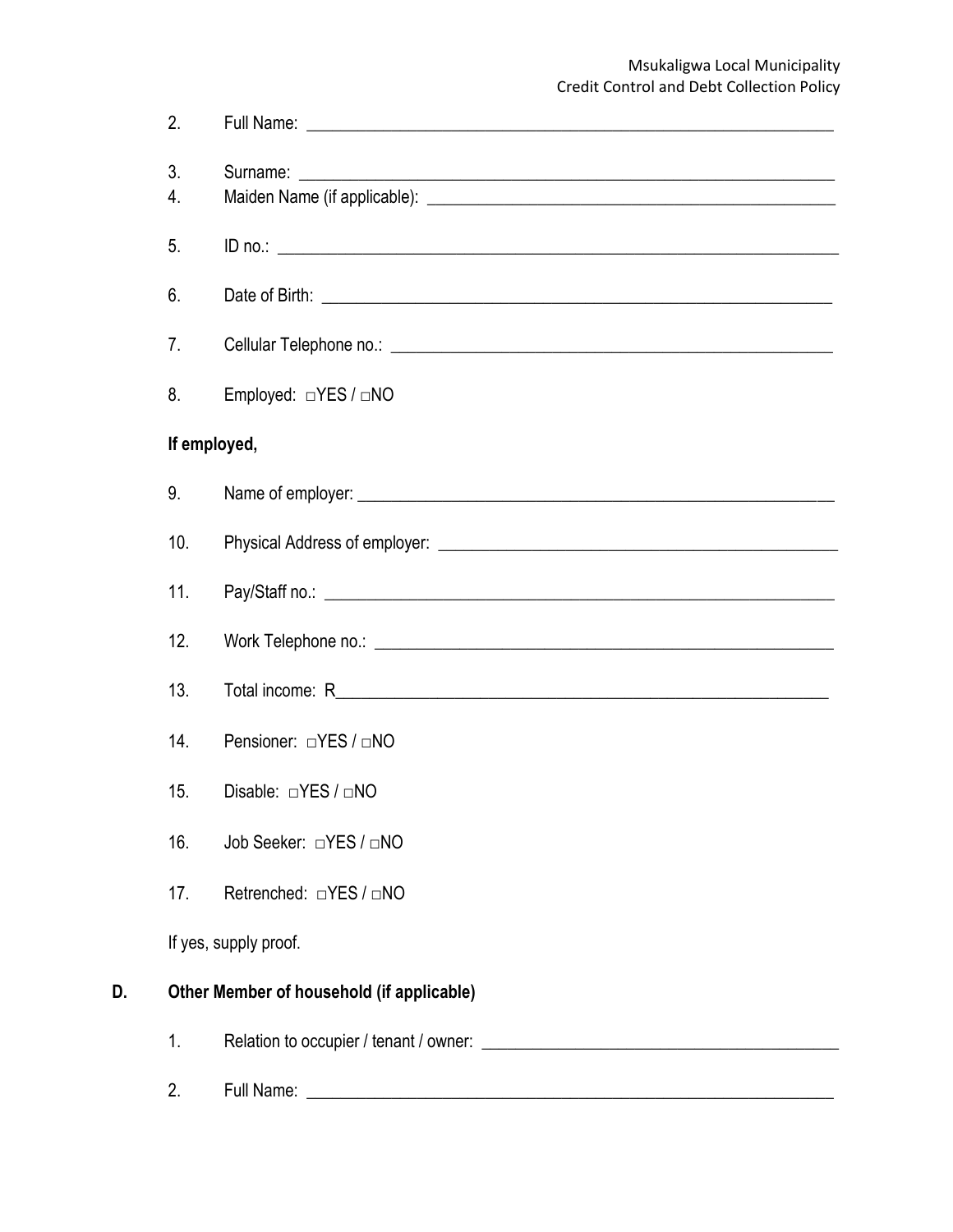2. Full Name: ______________________________________________________________

3. Surname: ______________________________________________________________
4. Maiden Name (if applicable): _____________________________________________

5. ID no.: ________________________________________________________________

6. Date of Birth: ___________________________________________________________

7. Cellular Telephone no.: ___________________________________________________

8. Employed: □YES / □NO

**If employed,**

9. Name of employer: _______________________________________________________

10. Physical Address of employer: ______________________________________________

11. Pay/Staff no.: ___________________________________________________________

12. Work Telephone no.: _____________________________________________________

13. Total income: R__________________________________________________________

14. Pensioner: □YES / □NO

15. Disable: □YES / □NO

16. Job Seeker: □YES / □NO

17. Retrenched: □YES / □NO

If yes, supply proof.

**D. Other Member of household (if applicable)**

1. Relation to occupier / tenant / owner: _________________________________________

2. Full Name: ______________________________________________________________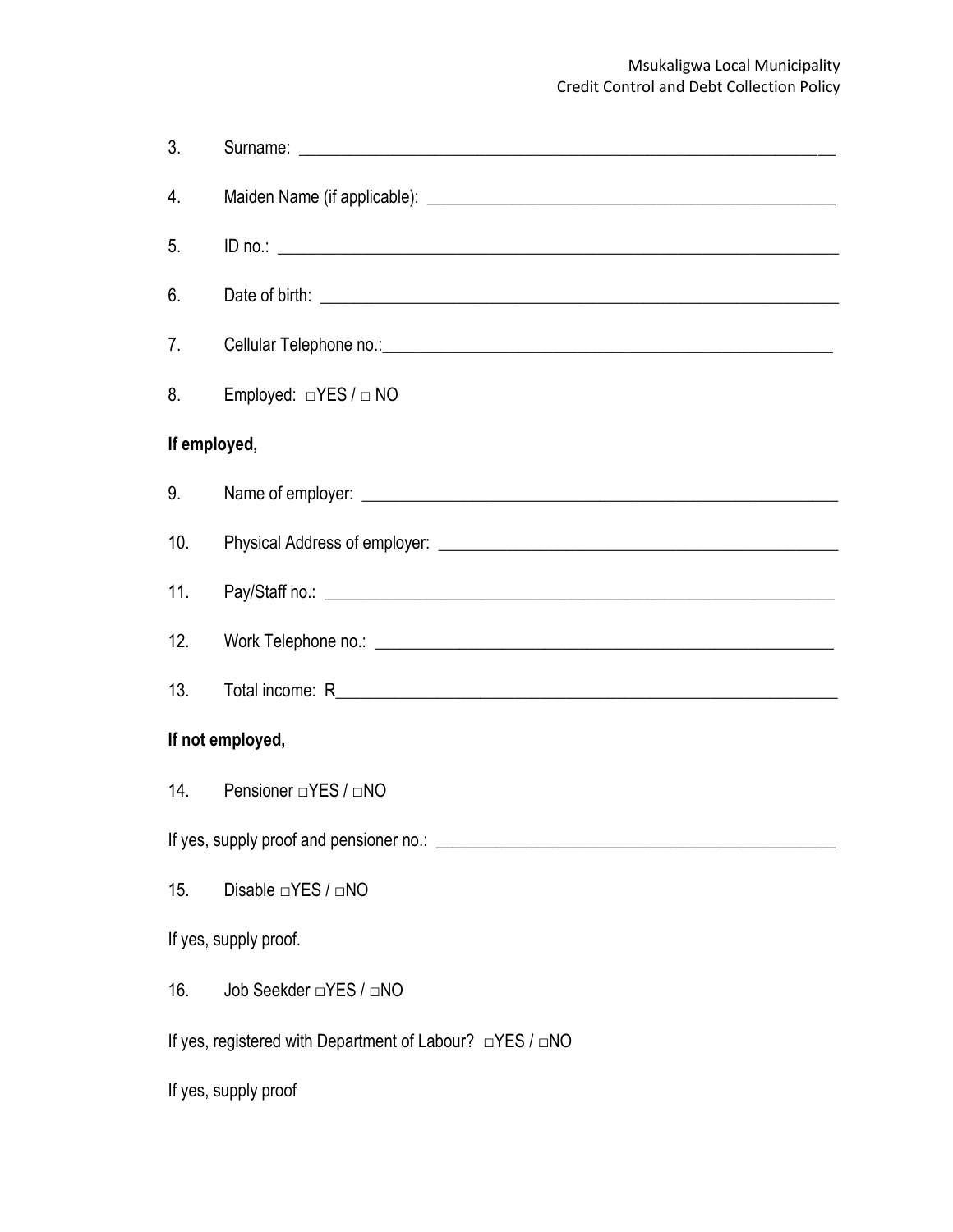3. Surname: ________________________________________________________________

4. Maiden Name (if applicable): ______________________________________________

5. ID no.: __________________________________________________________________

6. Date of birth: ____________________________________________________________

7. Cellular Telephone no.:____________________________________________________

8. Employed: □YES / □ NO

**If employed,**

9. Name of employer: ________________________________________________________

10. Physical Address of employer: ______________________________________________

11. Pay/Staff no.: ____________________________________________________________

12. Work Telephone no.: ______________________________________________________

13. Total income: R___________________________________________________________

**If not employed,**

14. Pensioner □YES / □NO

If yes, supply proof and pensioner no.: _________________________________________

15. Disable □YES / □NO

If yes, supply proof.

16. Job Seekder □YES / □NO

If yes, registered with Department of Labour? □YES / □NO

If yes, supply proof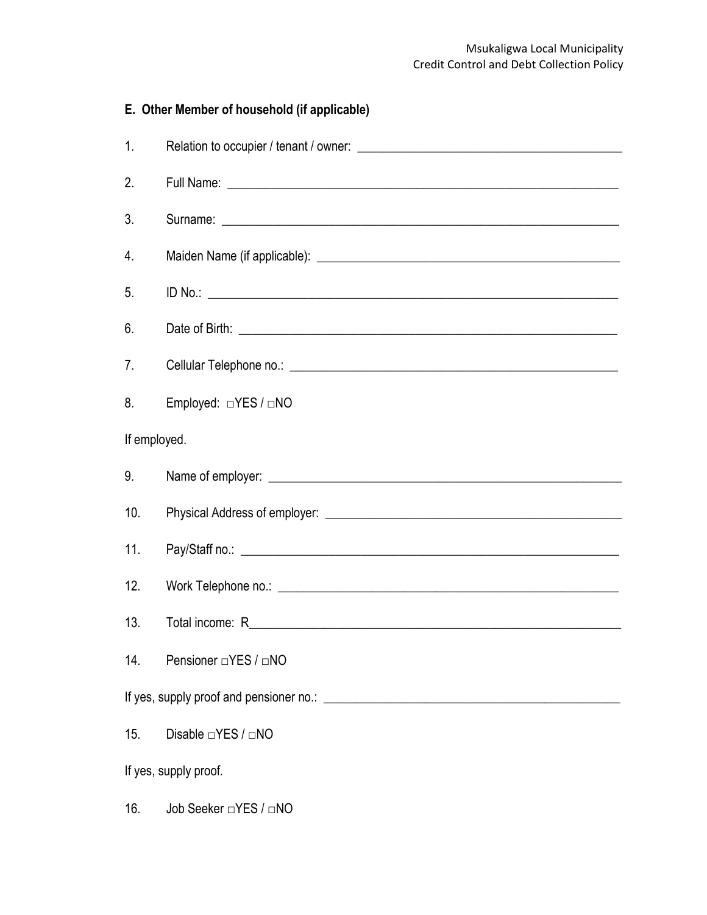### E. Other Member of household (if applicable)

1. Relation to occupier / tenant / owner: ___________________________________________

2. Full Name: ___________________________________________

3. Surname: ___________________________________________

4. Maiden Name (if applicable): ___________________________________________

5. ID No.: ___________________________________________

6. Date of Birth: ___________________________________________

7. Cellular Telephone no.: ___________________________________________

8. Employed: □YES / □NO

If employed.

9. Name of employer: ___________________________________________

10. Physical Address of employer: ___________________________________________

11. Pay/Staff no.: ___________________________________________

12. Work Telephone no.: ___________________________________________

13. Total income: R___________________________________________

14. Pensioner □YES / □NO

If yes, supply proof and pensioner no.: ___________________________________________

15. Disable □YES / □NO

If yes, supply proof.

16. Job Seeker □YES / □NO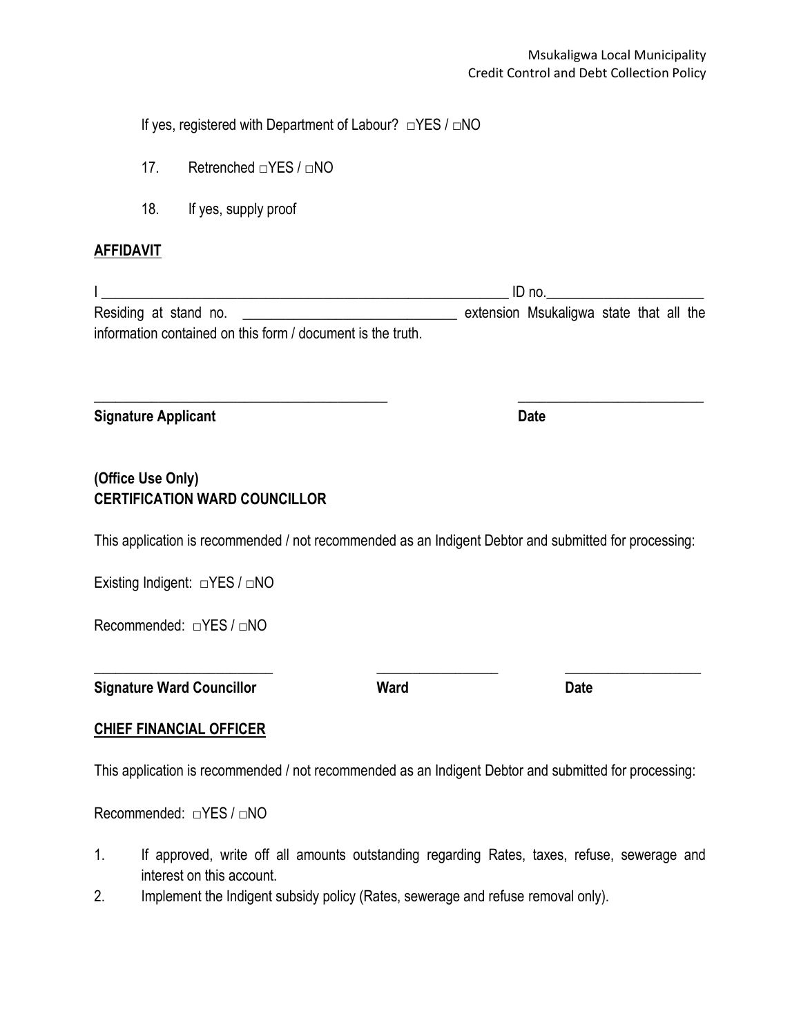If yes, registered with Department of Labour? □YES / □NO

17. Retrenched □YES / □NO

18. If yes, supply proof

**AFFIDAVIT**

I \_\_\_\_\_\_\_\_\_\_\_\_\_\_\_\_\_\_\_\_\_\_\_\_\_\_\_\_\_\_\_\_\_\_\_\_\_\_\_\_\_\_\_\_\_\_\_\_\_\_\_\_\_\_ ID no.\_\_\_\_\_\_\_\_\_\_\_\_\_\_\_\_\_\_\_\_\_
Residing at stand no. \_\_\_\_\_\_\_\_\_\_\_\_\_\_\_\_\_\_\_\_\_\_\_\_\_\_\_\_\_\_ extension Msukaligwa state that all the information contained on this form / document is the truth.

\_\_\_\_\_\_\_\_\_\_\_\_\_\_\_\_\_\_\_\_\_\_\_\_\_\_\_\_\_\_\_\_\_\_\_\_\_\_\_\_ \_\_\_\_\_\_\_\_\_\_\_\_\_\_\_\_\_\_\_\_\_\_\_\_\_\_

**Signature Applicant** **Date**

**(Office Use Only)**
**CERTIFICATION WARD COUNCILLOR**

This application is recommended / not recommended as an Indigent Debtor and submitted for processing:

Existing Indigent: □YES / □NO

Recommended: □YES / □NO

\_\_\_\_\_\_\_\_\_\_\_\_\_\_\_\_\_\_\_\_\_\_\_\_\_ \_\_\_\_\_\_\_\_\_\_\_\_\_\_\_\_\_ \_\_\_\_\_\_\_\_\_\_\_\_\_\_\_\_\_\_\_

**Signature Ward Councillor** **Ward** **Date**

**CHIEF FINANCIAL OFFICER**

This application is recommended / not recommended as an Indigent Debtor and submitted for processing:

Recommended: □YES / □NO

1. If approved, write off all amounts outstanding regarding Rates, taxes, refuse, sewerage and interest on this account.
2. Implement the Indigent subsidy policy (Rates, sewerage and refuse removal only).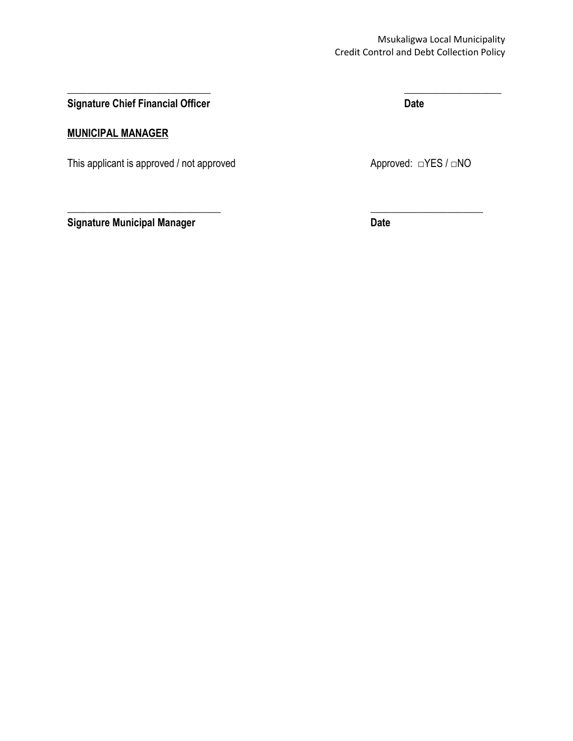_____________________________ _____________________

**Signature Chief Financial Officer** **Date**

**<u>MUNICIPAL MANAGER</u>**

This applicant is approved / not approved Approved: □YES / □NO

_____________________________ _____________________

**Signature Municipal Manager** **Date**